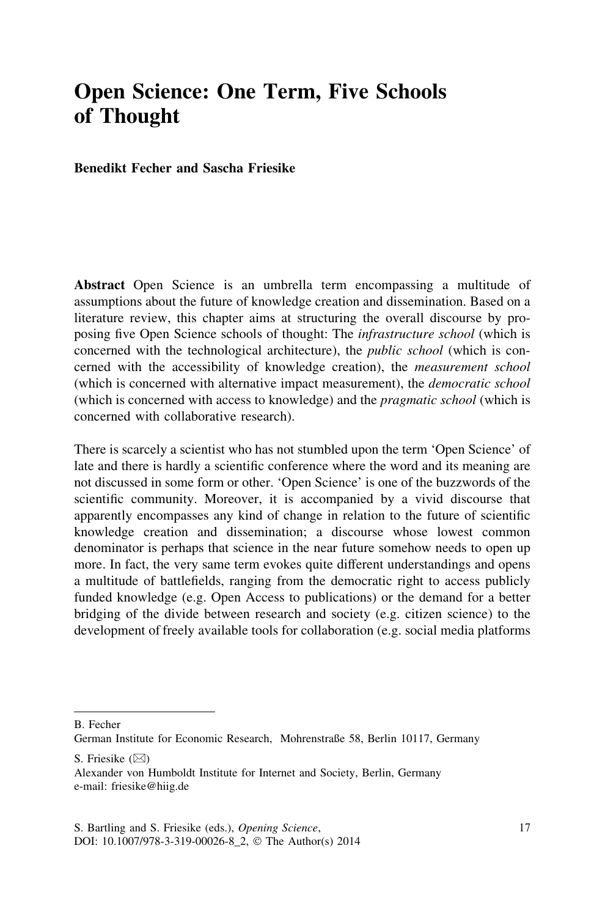# Open Science: One Term, Five Schools of Thought

**Benedikt Fecher and Sascha Friesike**

**Abstract** Open Science is an umbrella term encompassing a multitude of assumptions about the future of knowledge creation and dissemination. Based on a literature review, this chapter aims at structuring the overall discourse by proposing five Open Science schools of thought: The *infrastructure school* (which is concerned with the technological architecture), the *public school* (which is concerned with the accessibility of knowledge creation), the *measurement school* (which is concerned with alternative impact measurement), the *democratic school* (which is concerned with access to knowledge) and the *pragmatic school* (which is concerned with collaborative research).

There is scarcely a scientist who has not stumbled upon the term 'Open Science' of late and there is hardly a scientific conference where the word and its meaning are not discussed in some form or other. 'Open Science' is one of the buzzwords of the scientific community. Moreover, it is accompanied by a vivid discourse that apparently encompasses any kind of change in relation to the future of scientific knowledge creation and dissemination; a discourse whose lowest common denominator is perhaps that science in the near future somehow needs to open up more. In fact, the very same term evokes quite different understandings and opens a multitude of battlefields, ranging from the democratic right to access publicly funded knowledge (e.g. Open Access to publications) or the demand for a better bridging of the divide between research and society (e.g. citizen science) to the development of freely available tools for collaboration (e.g. social media platforms

---

B. Fecher
German Institute for Economic Research, Mohrenstraße 58, Berlin 10117, Germany

S. Friesike (✉)
Alexander von Humboldt Institute for Internet and Society, Berlin, Germany
e-mail: friesike@hiig.de

S. Bartling and S. Friesike (eds.), *Opening Science*,
DOI: 10.1007/978-3-319-00026-8_2, © The Author(s) 2014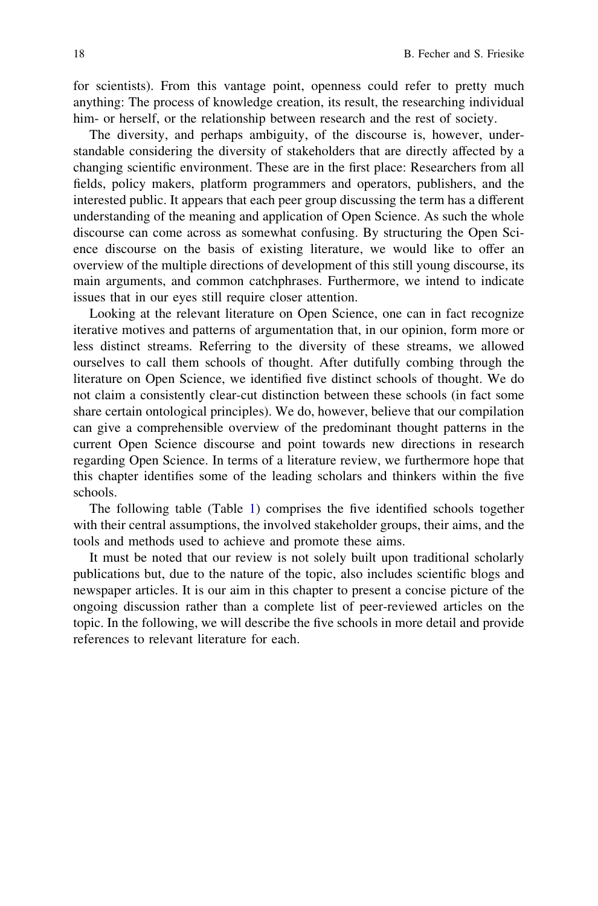for scientists). From this vantage point, openness could refer to pretty much anything: The process of knowledge creation, its result, the researching individual him- or herself, or the relationship between research and the rest of society.

The diversity, and perhaps ambiguity, of the discourse is, however, understandable considering the diversity of stakeholders that are directly affected by a changing scientific environment. These are in the first place: Researchers from all fields, policy makers, platform programmers and operators, publishers, and the interested public. It appears that each peer group discussing the term has a different understanding of the meaning and application of Open Science. As such the whole discourse can come across as somewhat confusing. By structuring the Open Science discourse on the basis of existing literature, we would like to offer an overview of the multiple directions of development of this still young discourse, its main arguments, and common catchphrases. Furthermore, we intend to indicate issues that in our eyes still require closer attention.

Looking at the relevant literature on Open Science, one can in fact recognize iterative motives and patterns of argumentation that, in our opinion, form more or less distinct streams. Referring to the diversity of these streams, we allowed ourselves to call them schools of thought. After dutifully combing through the literature on Open Science, we identified five distinct schools of thought. We do not claim a consistently clear-cut distinction between these schools (in fact some share certain ontological principles). We do, however, believe that our compilation can give a comprehensible overview of the predominant thought patterns in the current Open Science discourse and point towards new directions in research regarding Open Science. In terms of a literature review, we furthermore hope that this chapter identifies some of the leading scholars and thinkers within the five schools.

The following table (Table 1) comprises the five identified schools together with their central assumptions, the involved stakeholder groups, their aims, and the tools and methods used to achieve and promote these aims.

It must be noted that our review is not solely built upon traditional scholarly publications but, due to the nature of the topic, also includes scientific blogs and newspaper articles. It is our aim in this chapter to present a concise picture of the ongoing discussion rather than a complete list of peer-reviewed articles on the topic. In the following, we will describe the five schools in more detail and provide references to relevant literature for each.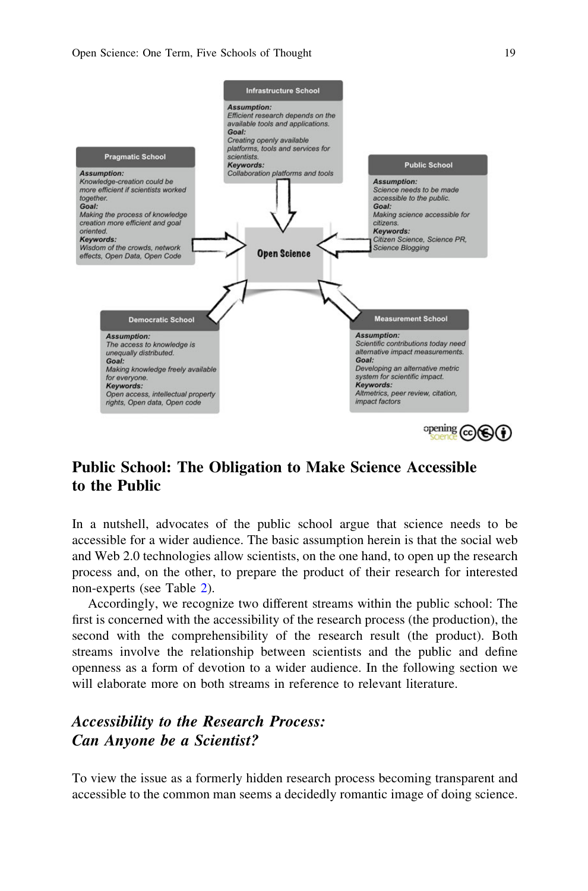**Infrastructure School**

*Assumption:* Efficient research depends on the available tools and applications.
*Goal:* Creating openly available platforms, tools and services for scientists.
*Keywords:* Collaboration platforms and tools

**Pragmatic School**

*Assumption:* Knowledge-creation could be more efficient if scientists worked together.
*Goal:* Making the process of knowledge creation more efficient and goal oriented.
*Keywords:* Wisdom of the crowds, network effects, Open Data, Open Code

**Public School**

*Assumption:* Science needs to be made accessible to the public.
*Goal:* Making science accessible for citizens.
*Keywords:* Citizen Science, Science PR, Science Blogging

**Open Science**

**Democratic School**

*Assumption:* The access to knowledge is unequally distributed.
*Goal:* Making knowledge freely available for everyone.
*Keywords:* Open access, intellectual property rights, Open data, Open code

**Measurement School**

*Assumption:* Scientific contributions today need alternative impact measurements.
*Goal:* Developing an alternative metric system for scientific impact.
*Keywords:* Altmetrics, peer review, citation, impact factors

## Public School: The Obligation to Make Science Accessible to the Public

In a nutshell, advocates of the public school argue that science needs to be accessible for a wider audience. The basic assumption herein is that the social web and Web 2.0 technologies allow scientists, on the one hand, to open up the research process and, on the other, to prepare the product of their research for interested non-experts (see Table 2).

Accordingly, we recognize two different streams within the public school: The first is concerned with the accessibility of the research process (the production), the second with the comprehensibility of the research result (the product). Both streams involve the relationship between scientists and the public and define openness as a form of devotion to a wider audience. In the following section we will elaborate more on both streams in reference to relevant literature.

### *Accessibility to the Research Process: Can Anyone be a Scientist?*

To view the issue as a formerly hidden research process becoming transparent and accessible to the common man seems a decidedly romantic image of doing science.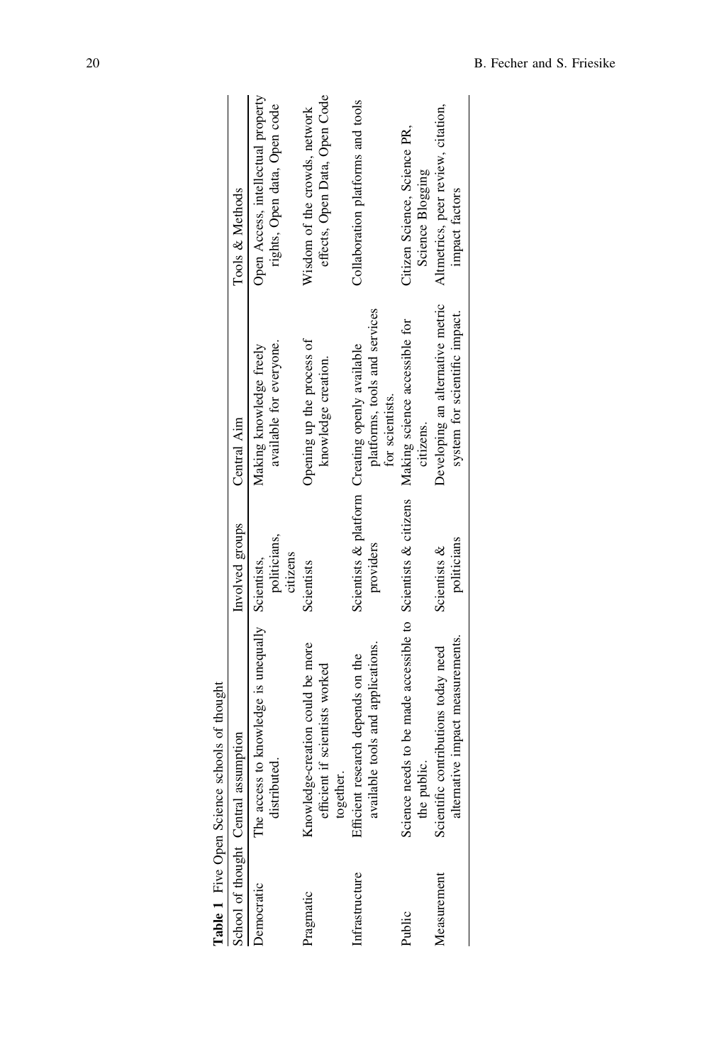**Table 1** Five Open Science schools of thought

| School of thought | Central assumption | Involved groups | Central Aim | Tools & Methods |
|---|---|---|---|---|
| Democratic | The access to knowledge is unequally distributed. | Scientists, politicians, citizens | Making knowledge freely available for everyone. | Open Access, intellectual property rights, Open data, Open code |
| Pragmatic | Knowledge-creation could be more efficient if scientists worked together. | Scientists | Opening up the process of knowledge creation. | Wisdom of the crowds, network effects, Open Data, Open Code |
| Infrastructure | Efficient research depends on the available tools and applications. | Scientists & platform providers | Creating openly available platforms, tools and services for scientists. | Collaboration platforms and tools |
| Public | Science needs to be made accessible to the public. | Scientists & citizens | Making science accessible for citizens. | Citizen Science, Science PR, Science Blogging |
| Measurement | Scientific contributions today need alternative impact measurements. | Scientists & politicians | Developing an alternative metric system for scientific impact. | Altmetrics, peer review, citation, impact factors |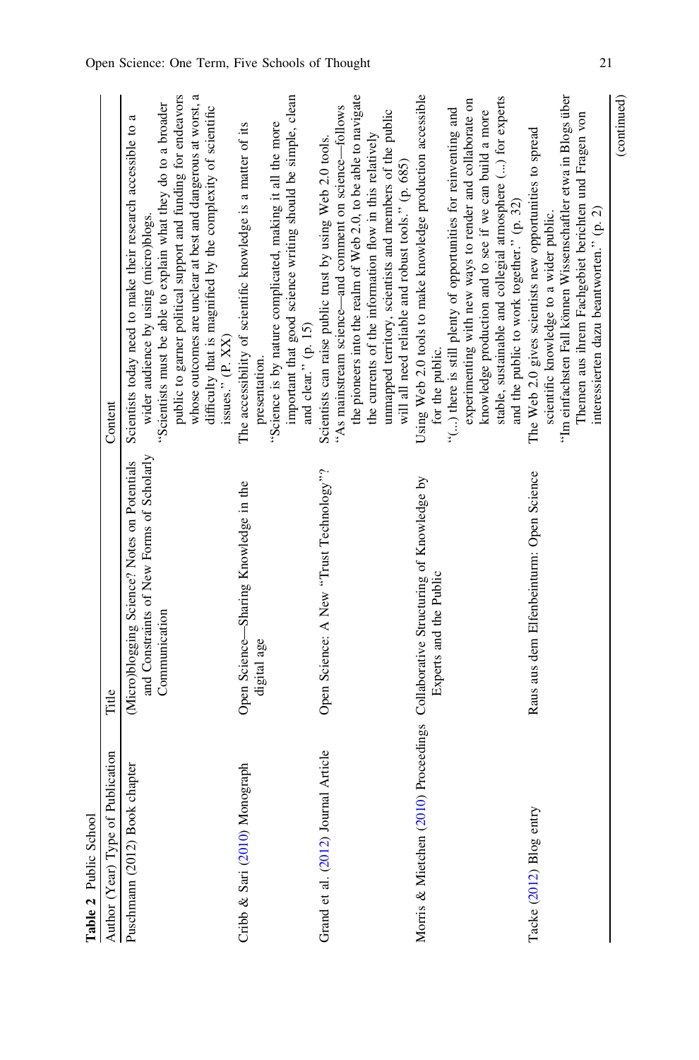**Table 2** Public School

| Author (Year) Type of Publication | Title | Content |
|---|---|---|
| Puschmann (2012) Book chapter | (Micro)blogging Science? Notes on Potentials and Constraints of New Forms of Scholarly Communication | Scientists today need to make their research accessible to a wider audience by using (micro)blogs. "Scientists must be able to explain what they do to a broader public to garner political support and funding for endeavors whose outcomes are unclear at best and dangerous at worst, a difficulty that is magnified by the complexity of scientific issues." (P. XX) |
| Cribb & Sari (2010) Monograph | Open Science—Sharing Knowledge in the digital age | The accessibility of scientific knowledge is a matter of its presentation. "Science is by nature complicated, making it all the more important that good science writing should be simple, clean and clear." (p. 15) |
| Grand et al. (2012) Journal Article | Open Science: A New "Trust Technology"? | Scientists can raise public trust by using Web 2.0 tools. "As mainstream science—and comment on science—follows the pioneers into the realm of Web 2.0, to be able to navigate the currents of the information flow in this relatively unmapped territory, scientists and members of the public will all need reliable and robust tools." (p. 685) |
| Morris & Mietchen (2010) Proceedings | Collaborative Structuring of Knowledge by Experts and the Public | Using Web 2.0 tools to make knowledge production accessible for the public. "(...) there is still plenty of opportunities for reinventing and experimenting with new ways to render and collaborate on knowledge production and to see if we can build a more stable, sustainable and collegial atmosphere (...) for experts and the public to work together." (p. 32) |
| Tacke (2012) Blog entry | Raus aus dem Elfenbeinturm: Open Science | The Web 2.0 gives scientists new opportunities to spread scientific knowledge to a wider public. "Im einfachsten Fall können Wissenschaftler etwa in Blogs über Themen aus ihrem Fachgebiet berichten und Fragen von interessierten dazu beantworten." (p. 2) |

(continued)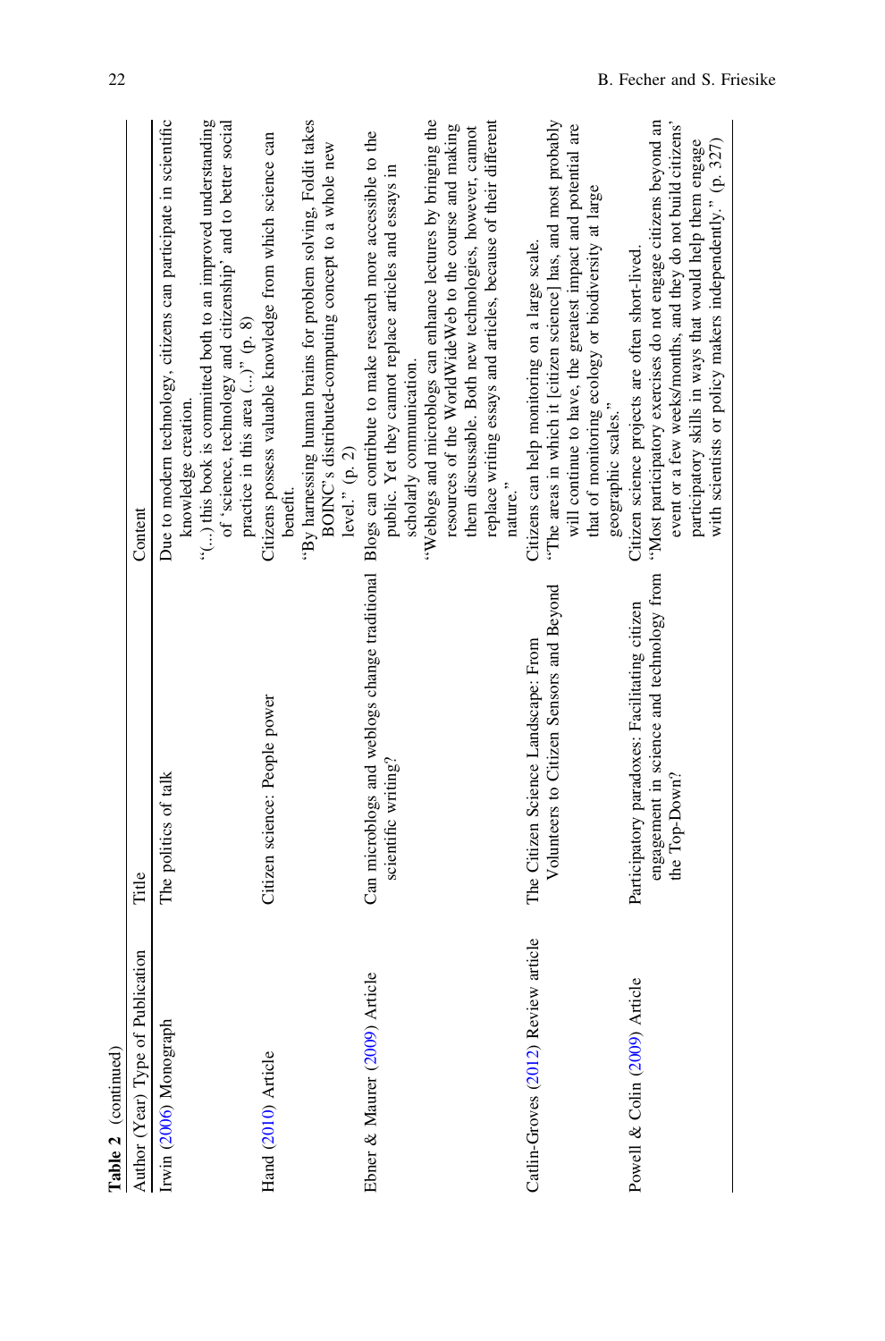**Table 2** (continued)

| Author (Year) Type of Publication | Title | Content |
|---|---|---|
| Irwin (2006) Monograph | The politics of talk | Due to modern technology, citizens can participate in scientific knowledge creation. "(...) this book is committed both to an improved understanding of 'science, technology and citizenship' and to better social practice in this area (...)" (p. 8) |
| Hand (2010) Article | Citizen science: People power | Citizens possess valuable knowledge from which science can benefit. "By harnessing human brains for problem solving, Foldit takes BOINC's distributed-computing concept to a whole new level." (p. 2) |
| Ebner & Maurer (2009) Article | Can microblogs and weblogs change traditional scientific writing? | Blogs can contribute to make research more accessible to the public. Yet they cannot replace articles and essays in scholarly communication. "Weblogs and microblogs can enhance lectures by bringing the resources of the WorldWideWeb to the course and making them discussable. Both new technologies, however, cannot replace writing essays and articles, because of their different nature." |
| Catlin-Groves (2012) Review article | The Citizen Science Landscape: From Volunteers to Citizen Sensors and Beyond | Citizens can help monitoring on a large scale. "The areas in which it [citizen science] has, and most probably will continue to have, the greatest impact and potential are that of monitoring ecology or biodiversity at large geographic scales." |
| Powell & Colin (2009) Article | Participatory paradoxes: Facilitating citizen engagement in science and technology from the Top-Down? | Citizen science projects are often short-lived. "Most participatory exercises do not engage citizens beyond an event or a few weeks/months, and they do not build citizens' participatory skills in ways that would help them engage with scientists or policy makers independently." (p. 327) |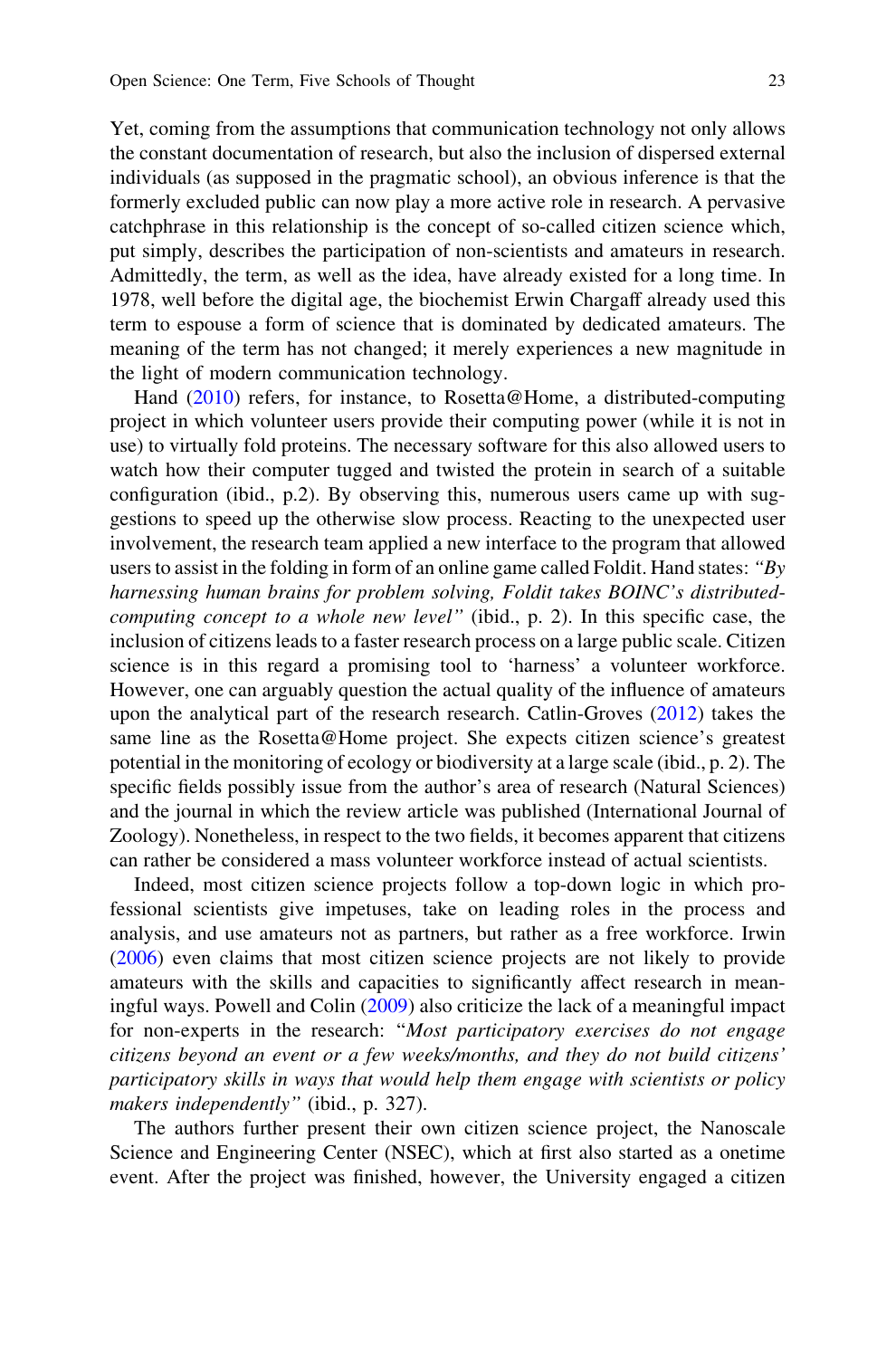Yet, coming from the assumptions that communication technology not only allows the constant documentation of research, but also the inclusion of dispersed external individuals (as supposed in the pragmatic school), an obvious inference is that the formerly excluded public can now play a more active role in research. A pervasive catchphrase in this relationship is the concept of so-called citizen science which, put simply, describes the participation of non-scientists and amateurs in research. Admittedly, the term, as well as the idea, have already existed for a long time. In 1978, well before the digital age, the biochemist Erwin Chargaff already used this term to espouse a form of science that is dominated by dedicated amateurs. The meaning of the term has not changed; it merely experiences a new magnitude in the light of modern communication technology.

Hand (2010) refers, for instance, to Rosetta@Home, a distributed-computing project in which volunteer users provide their computing power (while it is not in use) to virtually fold proteins. The necessary software for this also allowed users to watch how their computer tugged and twisted the protein in search of a suitable configuration (ibid., p.2). By observing this, numerous users came up with suggestions to speed up the otherwise slow process. Reacting to the unexpected user involvement, the research team applied a new interface to the program that allowed users to assist in the folding in form of an online game called Foldit. Hand states: *"By harnessing human brains for problem solving, Foldit takes BOINC's distributed-computing concept to a whole new level"* (ibid., p. 2). In this specific case, the inclusion of citizens leads to a faster research process on a large public scale. Citizen science is in this regard a promising tool to 'harness' a volunteer workforce. However, one can arguably question the actual quality of the influence of amateurs upon the analytical part of the research research. Catlin-Groves (2012) takes the same line as the Rosetta@Home project. She expects citizen science's greatest potential in the monitoring of ecology or biodiversity at a large scale (ibid., p. 2). The specific fields possibly issue from the author's area of research (Natural Sciences) and the journal in which the review article was published (International Journal of Zoology). Nonetheless, in respect to the two fields, it becomes apparent that citizens can rather be considered a mass volunteer workforce instead of actual scientists.

Indeed, most citizen science projects follow a top-down logic in which professional scientists give impetuses, take on leading roles in the process and analysis, and use amateurs not as partners, but rather as a free workforce. Irwin (2006) even claims that most citizen science projects are not likely to provide amateurs with the skills and capacities to significantly affect research in meaningful ways. Powell and Colin (2009) also criticize the lack of a meaningful impact for non-experts in the research: "*Most participatory exercises do not engage citizens beyond an event or a few weeks/months, and they do not build citizens' participatory skills in ways that would help them engage with scientists or policy makers independently*" (ibid., p. 327).

The authors further present their own citizen science project, the Nanoscale Science and Engineering Center (NSEC), which at first also started as a onetime event. After the project was finished, however, the University engaged a citizen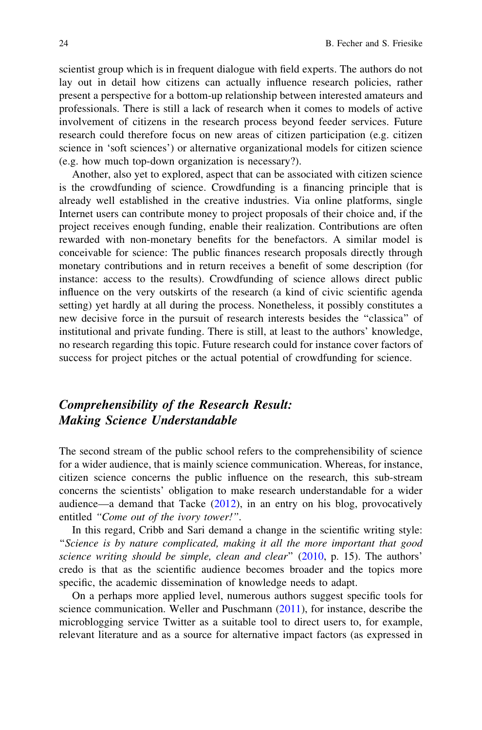scientist group which is in frequent dialogue with field experts. The authors do not lay out in detail how citizens can actually influence research policies, rather present a perspective for a bottom-up relationship between interested amateurs and professionals. There is still a lack of research when it comes to models of active involvement of citizens in the research process beyond feeder services. Future research could therefore focus on new areas of citizen participation (e.g. citizen science in 'soft sciences') or alternative organizational models for citizen science (e.g. how much top-down organization is necessary?).

Another, also yet to explored, aspect that can be associated with citizen science is the crowdfunding of science. Crowdfunding is a financing principle that is already well established in the creative industries. Via online platforms, single Internet users can contribute money to project proposals of their choice and, if the project receives enough funding, enable their realization. Contributions are often rewarded with non-monetary benefits for the benefactors. A similar model is conceivable for science: The public finances research proposals directly through monetary contributions and in return receives a benefit of some description (for instance: access to the results). Crowdfunding of science allows direct public influence on the very outskirts of the research (a kind of civic scientific agenda setting) yet hardly at all during the process. Nonetheless, it possibly constitutes a new decisive force in the pursuit of research interests besides the "classica" of institutional and private funding. There is still, at least to the authors' knowledge, no research regarding this topic. Future research could for instance cover factors of success for project pitches or the actual potential of crowdfunding for science.

## *Comprehensibility of the Research Result: Making Science Understandable*

The second stream of the public school refers to the comprehensibility of science for a wider audience, that is mainly science communication. Whereas, for instance, citizen science concerns the public influence on the research, this sub-stream concerns the scientists' obligation to make research understandable for a wider audience—a demand that Tacke (2012), in an entry on his blog, provocatively entitled *"Come out of the ivory tower!"*.

In this regard, Cribb and Sari demand a change in the scientific writing style: "*Science is by nature complicated, making it all the more important that good science writing should be simple, clean and clear*" (2010, p. 15). The authors' credo is that as the scientific audience becomes broader and the topics more specific, the academic dissemination of knowledge needs to adapt.

On a perhaps more applied level, numerous authors suggest specific tools for science communication. Weller and Puschmann (2011), for instance, describe the microblogging service Twitter as a suitable tool to direct users to, for example, relevant literature and as a source for alternative impact factors (as expressed in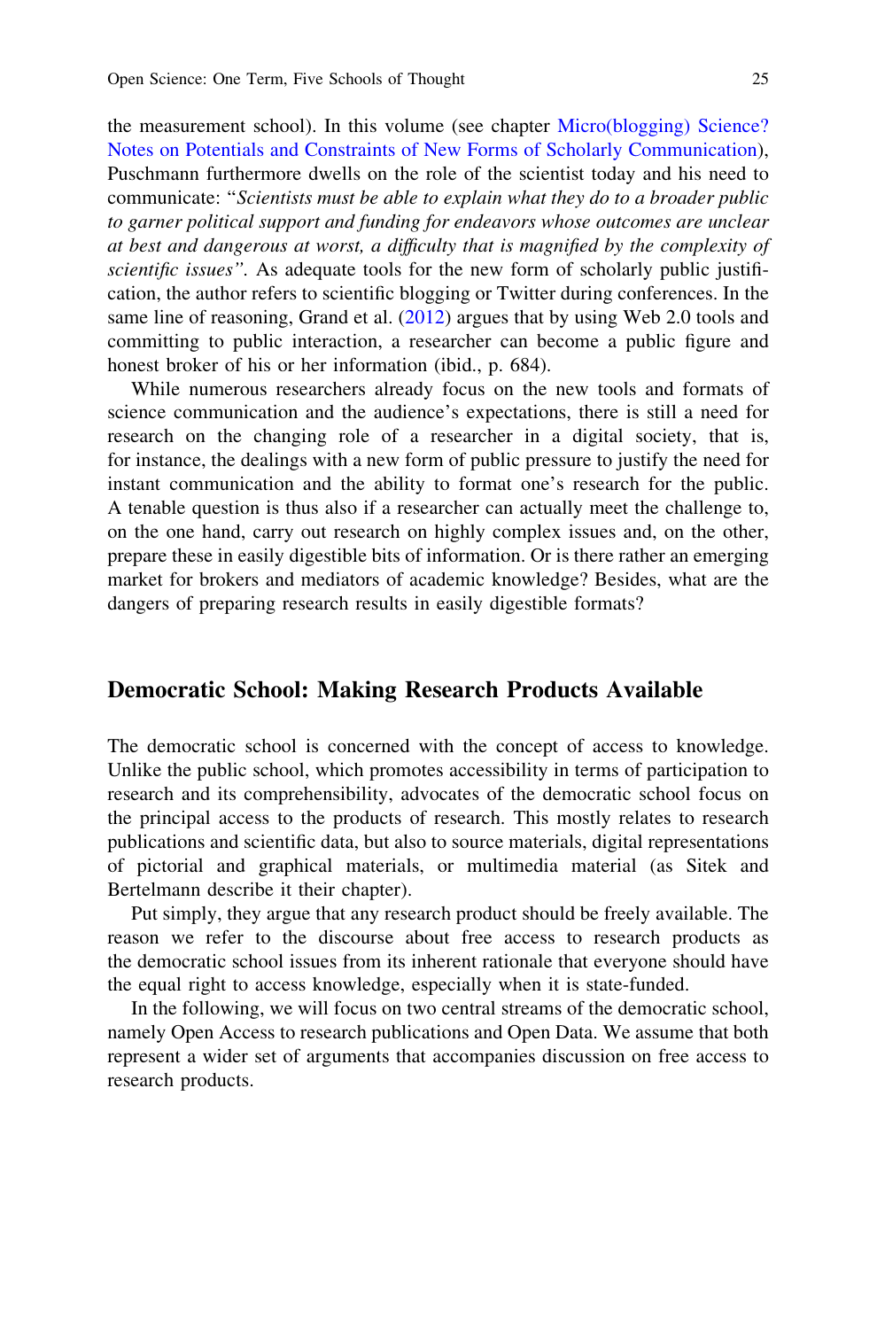the measurement school). In this volume (see chapter Micro(blogging) Science? Notes on Potentials and Constraints of New Forms of Scholarly Communication), Puschmann furthermore dwells on the role of the scientist today and his need to communicate: "*Scientists must be able to explain what they do to a broader public to garner political support and funding for endeavors whose outcomes are unclear at best and dangerous at worst, a difficulty that is magnified by the complexity of scientific issues*". As adequate tools for the new form of scholarly public justification, the author refers to scientific blogging or Twitter during conferences. In the same line of reasoning, Grand et al. (2012) argues that by using Web 2.0 tools and committing to public interaction, a researcher can become a public figure and honest broker of his or her information (ibid., p. 684).

While numerous researchers already focus on the new tools and formats of science communication and the audience's expectations, there is still a need for research on the changing role of a researcher in a digital society, that is, for instance, the dealings with a new form of public pressure to justify the need for instant communication and the ability to format one's research for the public. A tenable question is thus also if a researcher can actually meet the challenge to, on the one hand, carry out research on highly complex issues and, on the other, prepare these in easily digestible bits of information. Or is there rather an emerging market for brokers and mediators of academic knowledge? Besides, what are the dangers of preparing research results in easily digestible formats?

## Democratic School: Making Research Products Available

The democratic school is concerned with the concept of access to knowledge. Unlike the public school, which promotes accessibility in terms of participation to research and its comprehensibility, advocates of the democratic school focus on the principal access to the products of research. This mostly relates to research publications and scientific data, but also to source materials, digital representations of pictorial and graphical materials, or multimedia material (as Sitek and Bertelmann describe it their chapter).

Put simply, they argue that any research product should be freely available. The reason we refer to the discourse about free access to research products as the democratic school issues from its inherent rationale that everyone should have the equal right to access knowledge, especially when it is state-funded.

In the following, we will focus on two central streams of the democratic school, namely Open Access to research publications and Open Data. We assume that both represent a wider set of arguments that accompanies discussion on free access to research products.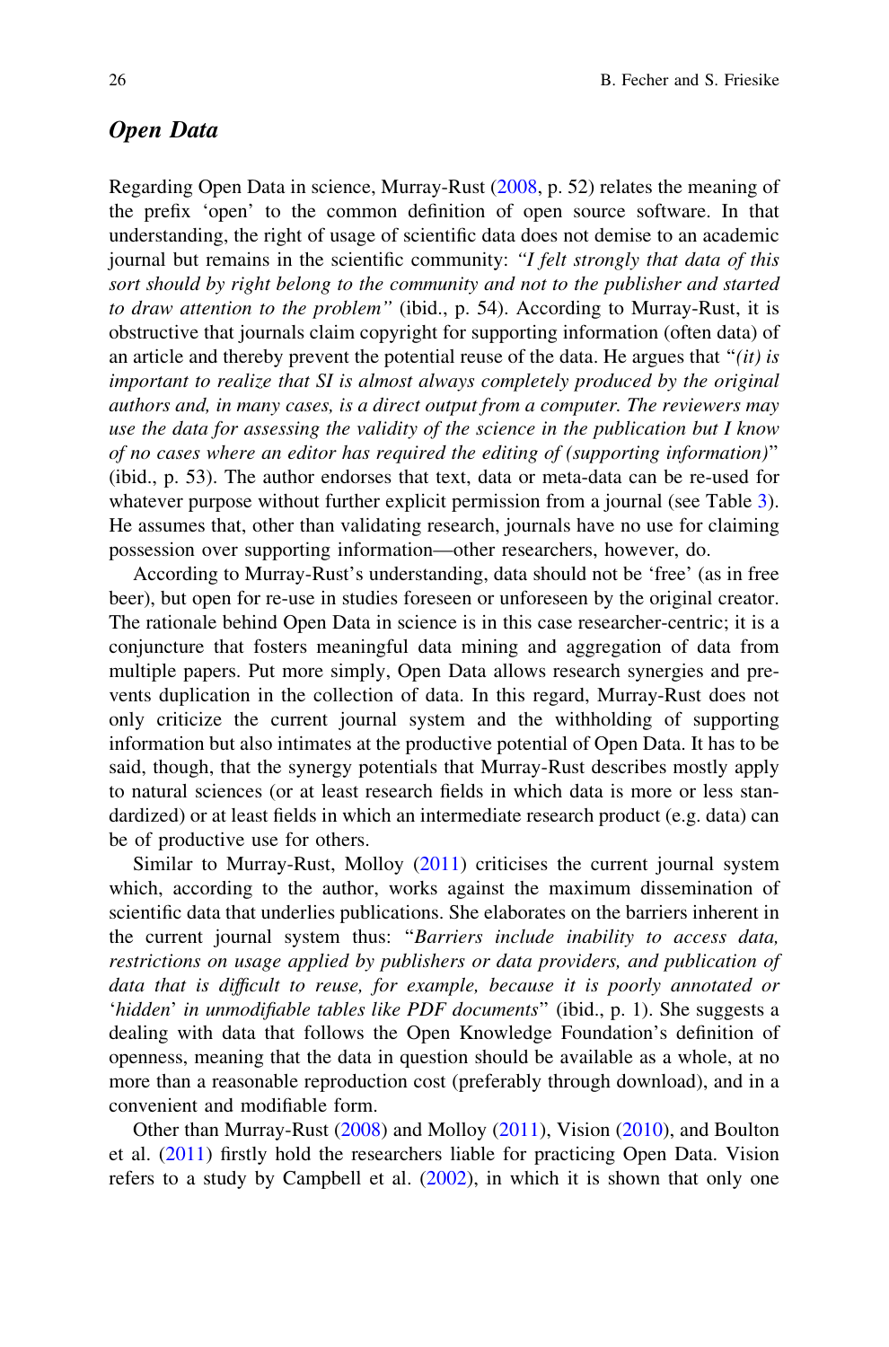## *Open Data*

Regarding Open Data in science, Murray-Rust (2008, p. 52) relates the meaning of the prefix 'open' to the common definition of open source software. In that understanding, the right of usage of scientific data does not demise to an academic journal but remains in the scientific community: *"I felt strongly that data of this sort should by right belong to the community and not to the publisher and started to draw attention to the problem"* (ibid., p. 54). According to Murray-Rust, it is obstructive that journals claim copyright for supporting information (often data) of an article and thereby prevent the potential reuse of the data. He argues that "*(it) is important to realize that SI is almost always completely produced by the original authors and, in many cases, is a direct output from a computer. The reviewers may use the data for assessing the validity of the science in the publication but I know of no cases where an editor has required the editing of (supporting information)*" (ibid., p. 53). The author endorses that text, data or meta-data can be re-used for whatever purpose without further explicit permission from a journal (see Table 3). He assumes that, other than validating research, journals have no use for claiming possession over supporting information—other researchers, however, do.

According to Murray-Rust's understanding, data should not be 'free' (as in free beer), but open for re-use in studies foreseen or unforeseen by the original creator. The rationale behind Open Data in science is in this case researcher-centric; it is a conjuncture that fosters meaningful data mining and aggregation of data from multiple papers. Put more simply, Open Data allows research synergies and prevents duplication in the collection of data. In this regard, Murray-Rust does not only criticize the current journal system and the withholding of supporting information but also intimates at the productive potential of Open Data. It has to be said, though, that the synergy potentials that Murray-Rust describes mostly apply to natural sciences (or at least research fields in which data is more or less standardized) or at least fields in which an intermediate research product (e.g. data) can be of productive use for others.

Similar to Murray-Rust, Molloy (2011) criticises the current journal system which, according to the author, works against the maximum dissemination of scientific data that underlies publications. She elaborates on the barriers inherent in the current journal system thus: "*Barriers include inability to access data, restrictions on usage applied by publishers or data providers, and publication of data that is difficult to reuse, for example, because it is poorly annotated or 'hidden' in unmodifiable tables like PDF documents*" (ibid., p. 1). She suggests a dealing with data that follows the Open Knowledge Foundation's definition of openness, meaning that the data in question should be available as a whole, at no more than a reasonable reproduction cost (preferably through download), and in a convenient and modifiable form.

Other than Murray-Rust (2008) and Molloy (2011), Vision (2010), and Boulton et al. (2011) firstly hold the researchers liable for practicing Open Data. Vision refers to a study by Campbell et al. (2002), in which it is shown that only one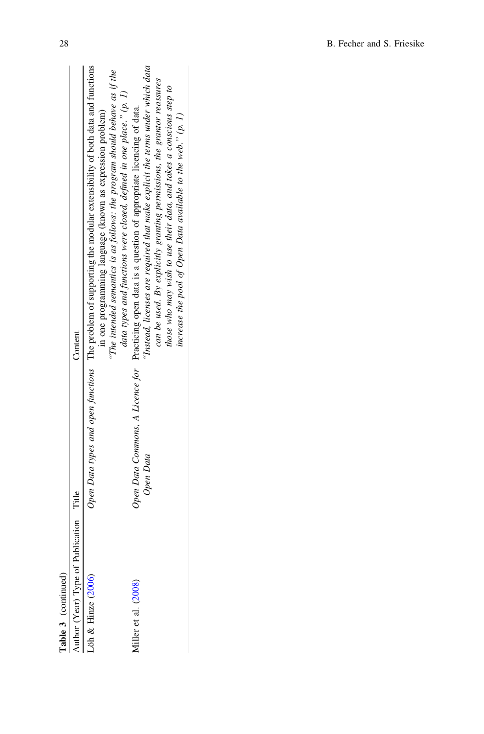**Table 3** (continued)

| Author (Year) Type of Publication | Title | Content |
| --- | --- | --- |
| Löh & Hinze (2006) | *Open Data types and open functions* | The problem of supporting the modular extensibility of both data and functions in one programming language (known as expression problem) *"The intended semantics is as follows: the program should behave as if the data types and functions were closed, defined in one place." (p. 1)* |
| Miller et al. (2008) | *Open Data Commons, A Licence for Open Data* | Practicing open data is a question of appropriate licencing of data. *"Instead, licenses are required that make explicit the terms under which data can be used. By explicitly granting permissions, the grantor reassures those who may wish to use their data, and takes a conscious step to increase the pool of Open Data available to the web." (p. 1)* |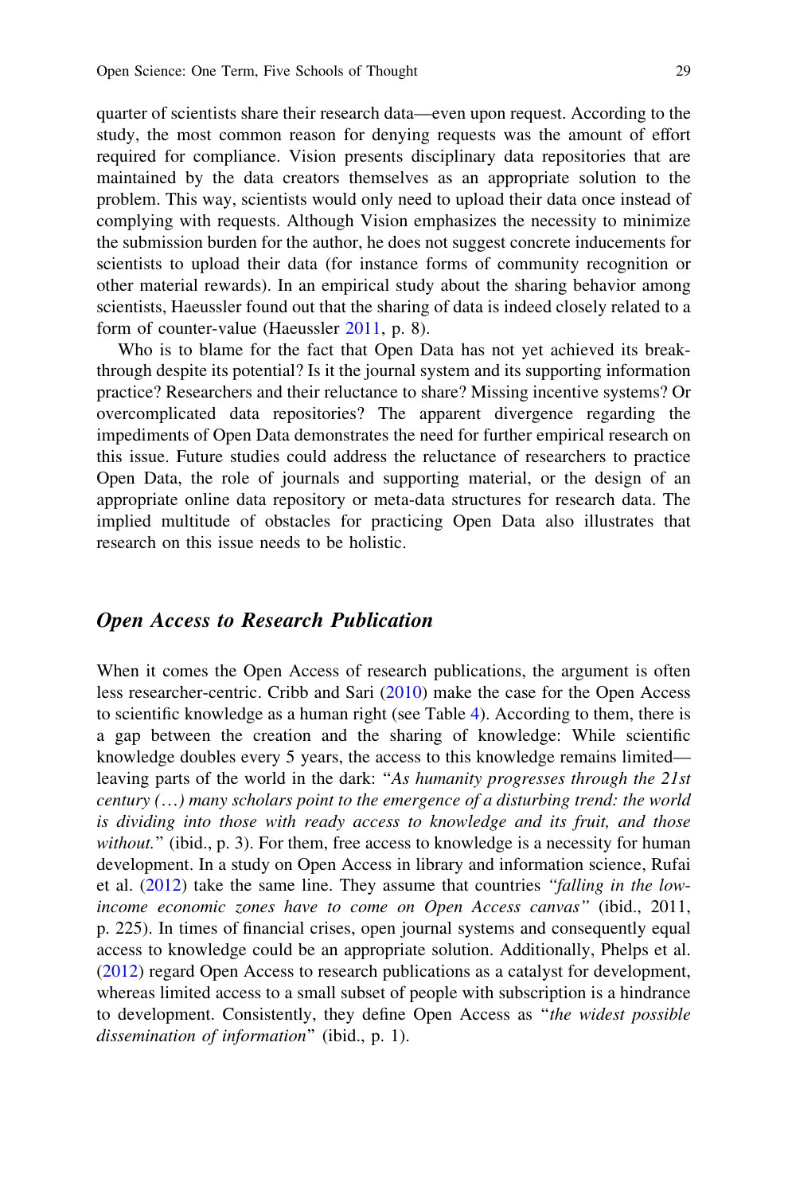quarter of scientists share their research data—even upon request. According to the study, the most common reason for denying requests was the amount of effort required for compliance. Vision presents disciplinary data repositories that are maintained by the data creators themselves as an appropriate solution to the problem. This way, scientists would only need to upload their data once instead of complying with requests. Although Vision emphasizes the necessity to minimize the submission burden for the author, he does not suggest concrete inducements for scientists to upload their data (for instance forms of community recognition or other material rewards). In an empirical study about the sharing behavior among scientists, Haeussler found out that the sharing of data is indeed closely related to a form of counter-value (Haeussler 2011, p. 8).

Who is to blame for the fact that Open Data has not yet achieved its breakthrough despite its potential? Is it the journal system and its supporting information practice? Researchers and their reluctance to share? Missing incentive systems? Or overcomplicated data repositories? The apparent divergence regarding the impediments of Open Data demonstrates the need for further empirical research on this issue. Future studies could address the reluctance of researchers to practice Open Data, the role of journals and supporting material, or the design of an appropriate online data repository or meta-data structures for research data. The implied multitude of obstacles for practicing Open Data also illustrates that research on this issue needs to be holistic.

## *Open Access to Research Publication*

When it comes the Open Access of research publications, the argument is often less researcher-centric. Cribb and Sari (2010) make the case for the Open Access to scientific knowledge as a human right (see Table 4). According to them, there is a gap between the creation and the sharing of knowledge: While scientific knowledge doubles every 5 years, the access to this knowledge remains limited—leaving parts of the world in the dark: "*As humanity progresses through the 21st century (…) many scholars point to the emergence of a disturbing trend: the world is dividing into those with ready access to knowledge and its fruit, and those without.*" (ibid., p. 3). For them, free access to knowledge is a necessity for human development. In a study on Open Access in library and information science, Rufai et al. (2012) take the same line. They assume that countries *"falling in the low-income economic zones have to come on Open Access canvas"* (ibid., 2011, p. 225). In times of financial crises, open journal systems and consequently equal access to knowledge could be an appropriate solution. Additionally, Phelps et al. (2012) regard Open Access to research publications as a catalyst for development, whereas limited access to a small subset of people with subscription is a hindrance to development. Consistently, they define Open Access as "*the widest possible dissemination of information*" (ibid., p. 1).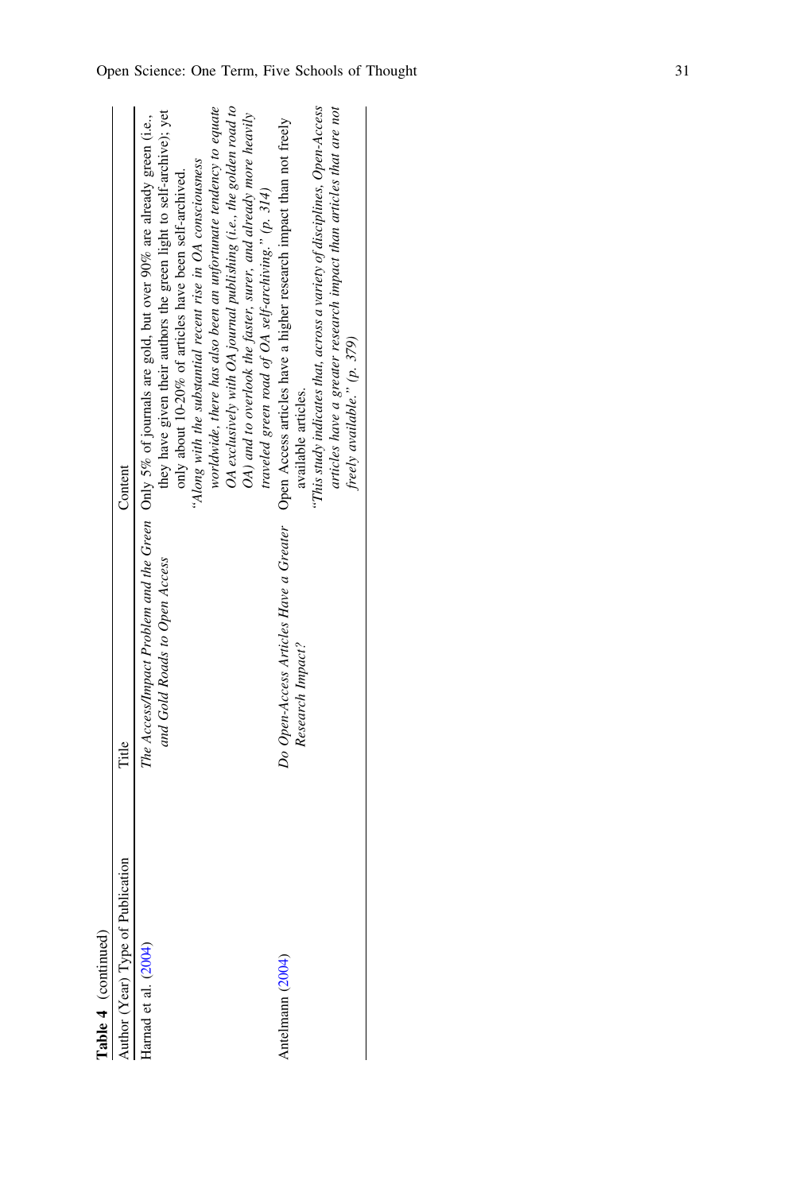**Table 4** (continued)

| Author (Year) Type of Publication | Title | Content |
|---|---|---|
| Harnad et al. (2004) | *The Access/Impact Problem and the Green and Gold Roads to Open Access* | Only 5% of journals are gold, but over 90% are already green (i.e., they have given their authors the green light to self-archive); yet only about 10-20% of articles have been self-archived. *"Along with the substantial recent rise in OA consciousness worldwide, there has also been an unfortunate tendency to equate OA exclusively with OA journal publishing (i.e., the golden road to OA) and to overlook the faster, surer, and already more heavily traveled green road of OA self-archiving." (p. 314)* |
| Antelmann (2004) | *Do Open-Access Articles Have a Greater Research Impact?* | Open Access articles have a higher research impact than not freely available articles. *"This study indicates that, across a variety of disciplines, Open-Access articles have a greater research impact than articles that are not freely available." (p. 379)* |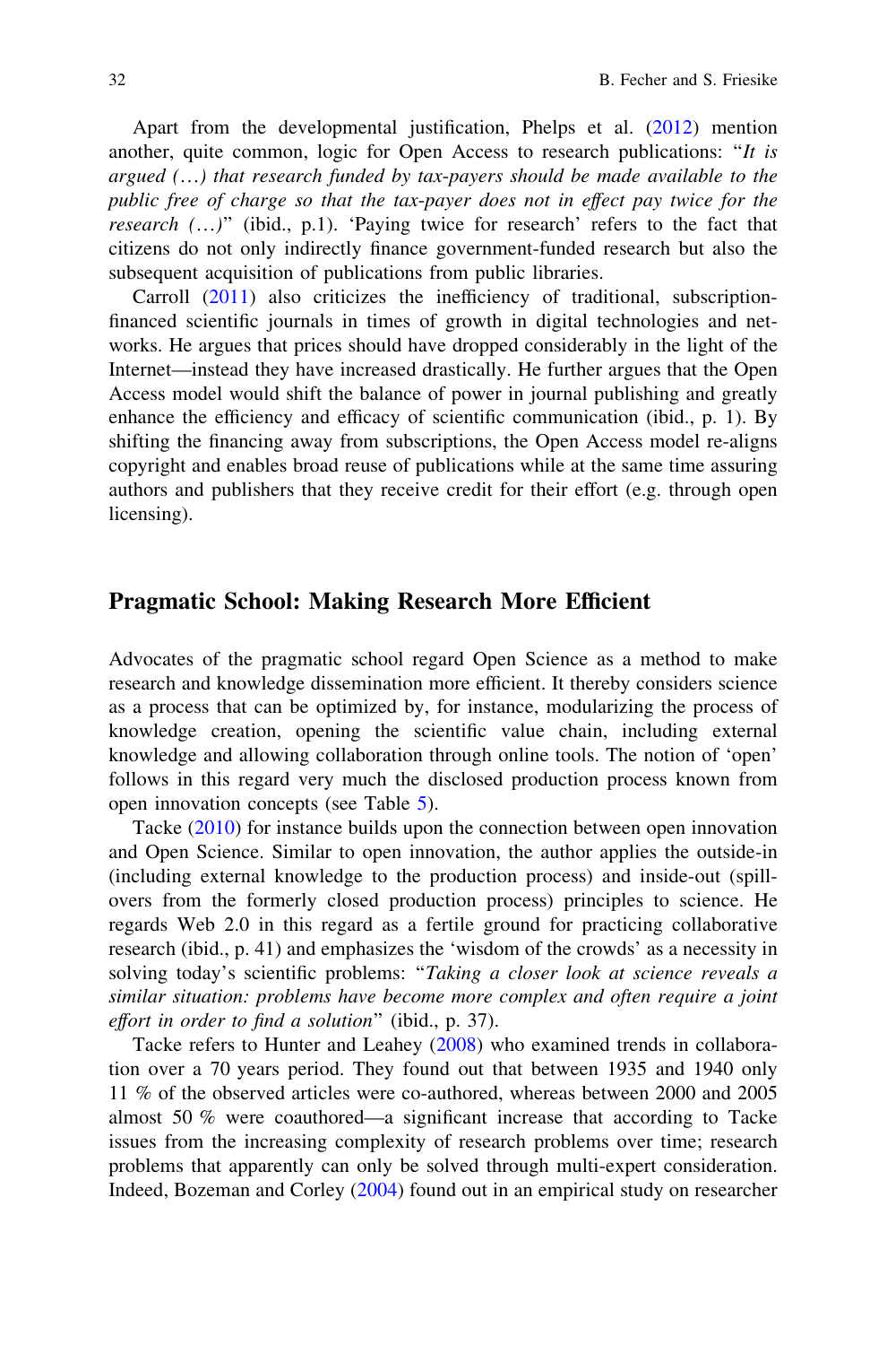Apart from the developmental justification, Phelps et al. (2012) mention another, quite common, logic for Open Access to research publications: "*It is argued (…) that research funded by tax-payers should be made available to the public free of charge so that the tax-payer does not in effect pay twice for the research (…)*" (ibid., p.1). 'Paying twice for research' refers to the fact that citizens do not only indirectly finance government-funded research but also the subsequent acquisition of publications from public libraries.

Carroll (2011) also criticizes the inefficiency of traditional, subscription-financed scientific journals in times of growth in digital technologies and networks. He argues that prices should have dropped considerably in the light of the Internet—instead they have increased drastically. He further argues that the Open Access model would shift the balance of power in journal publishing and greatly enhance the efficiency and efficacy of scientific communication (ibid., p. 1). By shifting the financing away from subscriptions, the Open Access model re-aligns copyright and enables broad reuse of publications while at the same time assuring authors and publishers that they receive credit for their effort (e.g. through open licensing).

## Pragmatic School: Making Research More Efficient

Advocates of the pragmatic school regard Open Science as a method to make research and knowledge dissemination more efficient. It thereby considers science as a process that can be optimized by, for instance, modularizing the process of knowledge creation, opening the scientific value chain, including external knowledge and allowing collaboration through online tools. The notion of 'open' follows in this regard very much the disclosed production process known from open innovation concepts (see Table 5).

Tacke (2010) for instance builds upon the connection between open innovation and Open Science. Similar to open innovation, the author applies the outside-in (including external knowledge to the production process) and inside-out (spillovers from the formerly closed production process) principles to science. He regards Web 2.0 in this regard as a fertile ground for practicing collaborative research (ibid., p. 41) and emphasizes the 'wisdom of the crowds' as a necessity in solving today's scientific problems: "*Taking a closer look at science reveals a similar situation: problems have become more complex and often require a joint effort in order to find a solution*" (ibid., p. 37).

Tacke refers to Hunter and Leahey (2008) who examined trends in collaboration over a 70 years period. They found out that between 1935 and 1940 only 11 % of the observed articles were co-authored, whereas between 2000 and 2005 almost 50 % were coauthored—a significant increase that according to Tacke issues from the increasing complexity of research problems over time; research problems that apparently can only be solved through multi-expert consideration. Indeed, Bozeman and Corley (2004) found out in an empirical study on researcher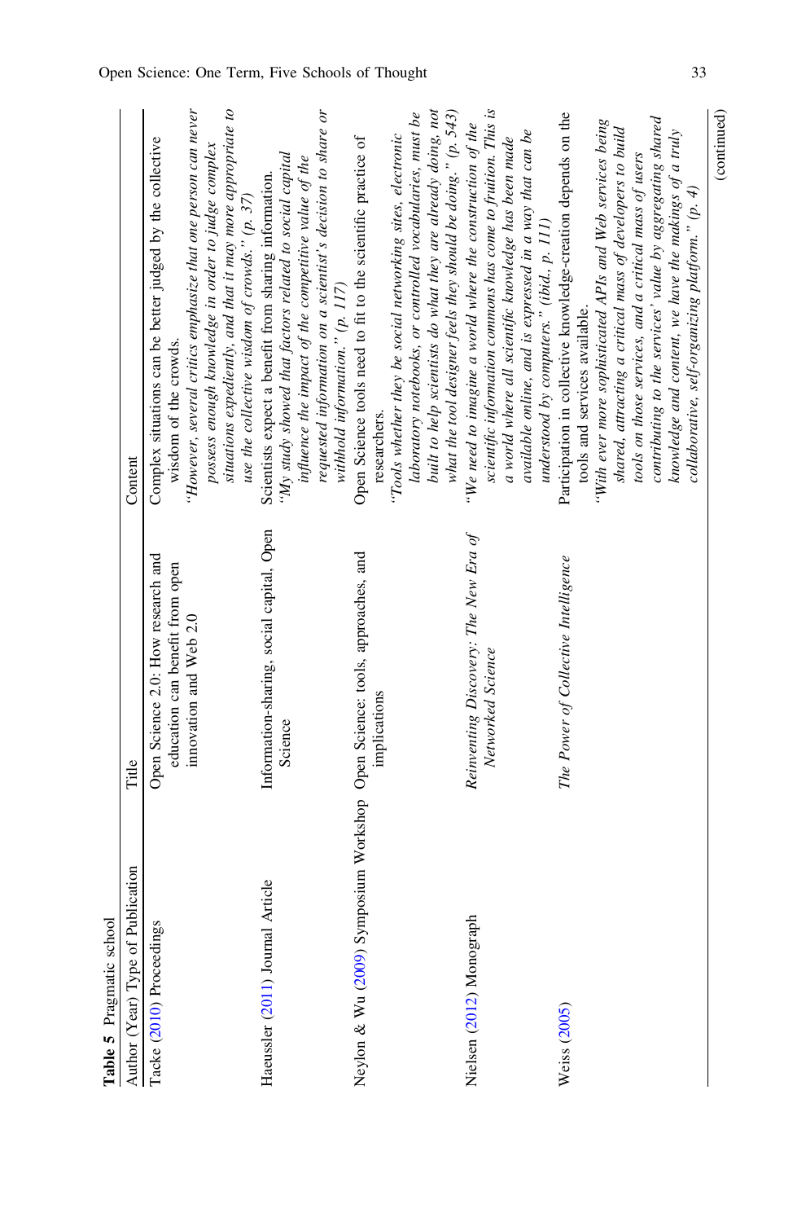**Table 5** Pragmatic school

| Author (Year) Type of Publication | Title | Content |
|---|---|---|
| Tacke (2010) Proceedings | Open Science 2.0: How research and education can benefit from open innovation and Web 2.0 | Complex situations can be better judged by the collective wisdom of the crowds. *"However, several critics emphasize that one person can never possess enough knowledge in order to judge complex situations expediently, and that it may more appropriate to use the collective wisdom of crowds." (p. 37)* |
| Haeussler (2011) Journal Article | Information-sharing, social capital, Open Science | Scientists expect a benefit from sharing information. *"My study showed that factors related to social capital influence the impact of the competitive value of the requested information on a scientist's decision to share or withhold information." (p. 117)* |
| Neylon & Wu (2009) Symposium Workshop | Open Science: tools, approaches, and implications | Open Science tools need to fit to the scientific practice of researchers. *"Tools whether they be social networking sites, electronic laboratory notebooks, or controlled vocabularies, must be built to help scientists do what they are already doing, not what the tool designer feels they should be doing." (p. 543)* |
| Nielsen (2012) Monograph | *Reinventing Discovery: The New Era of Networked Science* | *"We need to imagine a world where the construction of the scientific information commons has come to fruition. This is a world where all scientific knowledge has been made available online, and is expressed in a way that can be understood by computers." (ibid., p. 111)* |
| Weiss (2005) | *The Power of Collective Intelligence* | Participation in collective knowledge-creation depends on the tools and services available. *"With ever more sophisticated APIs and Web services being shared, attracting a critical mass of developers to build tools on those services, and a critical mass of users contributing to the services' value by aggregating shared knowledge and content, we have the makings of a truly collaborative, self-organizing platform." (p. 4)* |

(continued)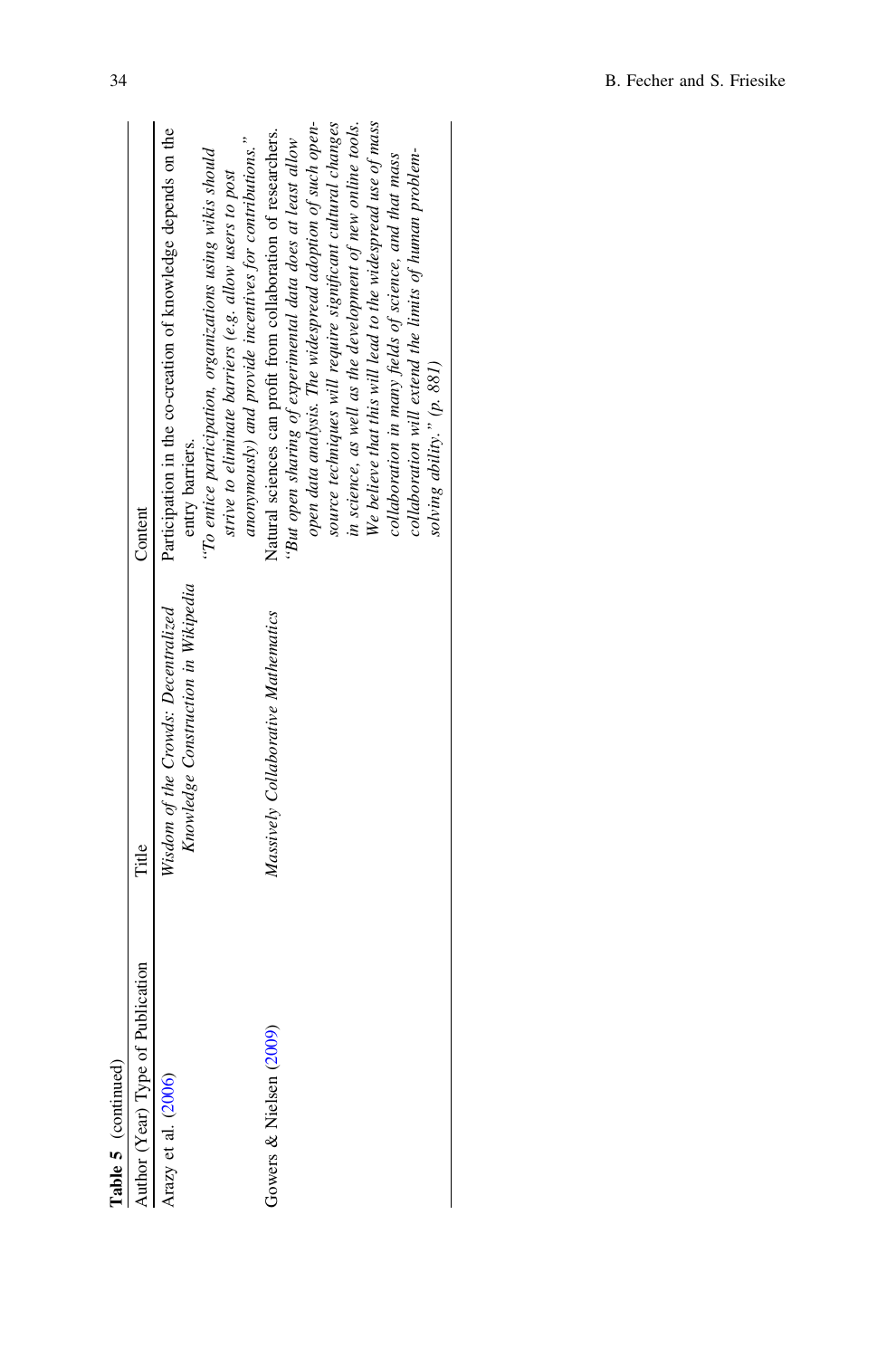**Table 5** (continued)

| Author (Year) Type of Publication | Title | Content |
|---|---|---|
| Arazy et al. (2006) | *Wisdom of the Crowds: Decentralized Knowledge Construction in Wikipedia* | Participation in the co-creation of knowledge depends on the entry barriers. *"To entice participation, organizations using wikis should strive to eliminate barriers (e.g. allow users to post anonymously) and provide incentives for contributions."* |
| Gowers & Nielsen (2009) | *Massively Collaborative Mathematics* | Natural sciences can profit from collaboration of researchers. *"But open sharing of experimental data does at least allow open data analysis. The widespread adoption of such open-source techniques will require significant cultural changes in science, as well as the development of new online tools. We believe that this will lead to the widespread use of mass collaboration in many fields of science, and that mass collaboration will extend the limits of human problem-solving ability." (p. 881)* |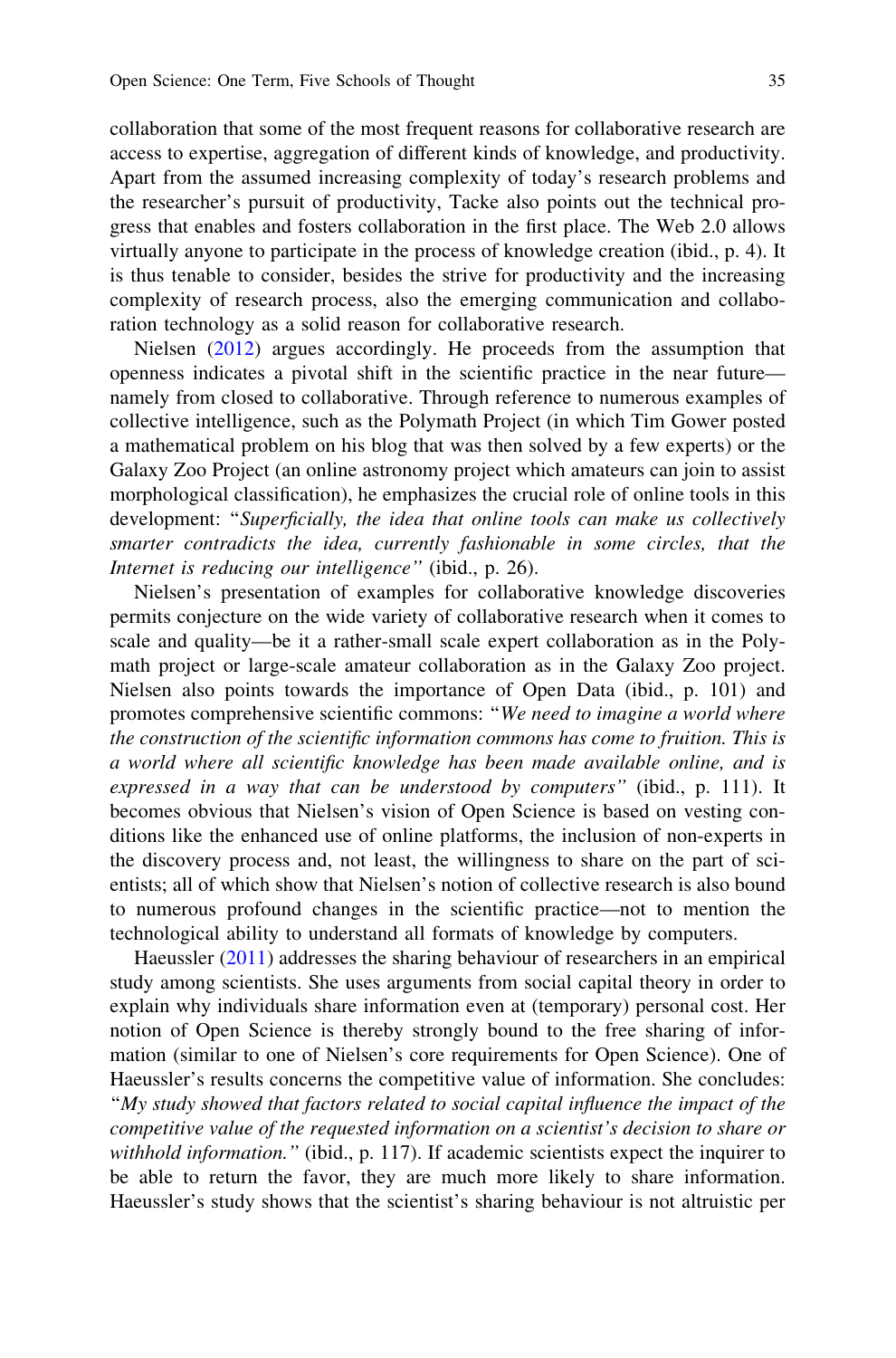collaboration that some of the most frequent reasons for collaborative research are access to expertise, aggregation of different kinds of knowledge, and productivity. Apart from the assumed increasing complexity of today's research problems and the researcher's pursuit of productivity, Tacke also points out the technical progress that enables and fosters collaboration in the first place. The Web 2.0 allows virtually anyone to participate in the process of knowledge creation (ibid., p. 4). It is thus tenable to consider, besides the strive for productivity and the increasing complexity of research process, also the emerging communication and collaboration technology as a solid reason for collaborative research.

Nielsen (2012) argues accordingly. He proceeds from the assumption that openness indicates a pivotal shift in the scientific practice in the near future—namely from closed to collaborative. Through reference to numerous examples of collective intelligence, such as the Polymath Project (in which Tim Gower posted a mathematical problem on his blog that was then solved by a few experts) or the Galaxy Zoo Project (an online astronomy project which amateurs can join to assist morphological classification), he emphasizes the crucial role of online tools in this development: "*Superficially, the idea that online tools can make us collectively smarter contradicts the idea, currently fashionable in some circles, that the Internet is reducing our intelligence*" (ibid., p. 26).

Nielsen's presentation of examples for collaborative knowledge discoveries permits conjecture on the wide variety of collaborative research when it comes to scale and quality—be it a rather-small scale expert collaboration as in the Polymath project or large-scale amateur collaboration as in the Galaxy Zoo project. Nielsen also points towards the importance of Open Data (ibid., p. 101) and promotes comprehensive scientific commons: "*We need to imagine a world where the construction of the scientific information commons has come to fruition. This is a world where all scientific knowledge has been made available online, and is expressed in a way that can be understood by computers*" (ibid., p. 111). It becomes obvious that Nielsen's vision of Open Science is based on vesting conditions like the enhanced use of online platforms, the inclusion of non-experts in the discovery process and, not least, the willingness to share on the part of scientists; all of which show that Nielsen's notion of collective research is also bound to numerous profound changes in the scientific practice—not to mention the technological ability to understand all formats of knowledge by computers.

Haeussler (2011) addresses the sharing behaviour of researchers in an empirical study among scientists. She uses arguments from social capital theory in order to explain why individuals share information even at (temporary) personal cost. Her notion of Open Science is thereby strongly bound to the free sharing of information (similar to one of Nielsen's core requirements for Open Science). One of Haeussler's results concerns the competitive value of information. She concludes: "*My study showed that factors related to social capital influence the impact of the competitive value of the requested information on a scientist's decision to share or withhold information.*" (ibid., p. 117). If academic scientists expect the inquirer to be able to return the favor, they are much more likely to share information. Haeussler's study shows that the scientist's sharing behaviour is not altruistic per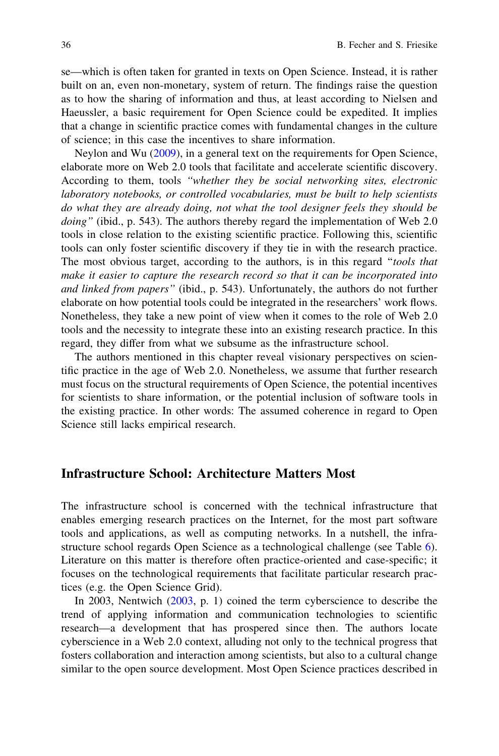se—which is often taken for granted in texts on Open Science. Instead, it is rather built on an, even non-monetary, system of return. The findings raise the question as to how the sharing of information and thus, at least according to Nielsen and Haeussler, a basic requirement for Open Science could be expedited. It implies that a change in scientific practice comes with fundamental changes in the culture of science; in this case the incentives to share information.

Neylon and Wu (2009), in a general text on the requirements for Open Science, elaborate more on Web 2.0 tools that facilitate and accelerate scientific discovery. According to them, tools *"whether they be social networking sites, electronic laboratory notebooks, or controlled vocabularies, must be built to help scientists do what they are already doing, not what the tool designer feels they should be doing"* (ibid., p. 543). The authors thereby regard the implementation of Web 2.0 tools in close relation to the existing scientific practice. Following this, scientific tools can only foster scientific discovery if they tie in with the research practice. The most obvious target, according to the authors, is in this regard "*tools that make it easier to capture the research record so that it can be incorporated into and linked from papers"* (ibid., p. 543). Unfortunately, the authors do not further elaborate on how potential tools could be integrated in the researchers' work flows. Nonetheless, they take a new point of view when it comes to the role of Web 2.0 tools and the necessity to integrate these into an existing research practice. In this regard, they differ from what we subsume as the infrastructure school.

The authors mentioned in this chapter reveal visionary perspectives on scientific practice in the age of Web 2.0. Nonetheless, we assume that further research must focus on the structural requirements of Open Science, the potential incentives for scientists to share information, or the potential inclusion of software tools in the existing practice. In other words: The assumed coherence in regard to Open Science still lacks empirical research.

## Infrastructure School: Architecture Matters Most

The infrastructure school is concerned with the technical infrastructure that enables emerging research practices on the Internet, for the most part software tools and applications, as well as computing networks. In a nutshell, the infrastructure school regards Open Science as a technological challenge (see Table 6). Literature on this matter is therefore often practice-oriented and case-specific; it focuses on the technological requirements that facilitate particular research practices (e.g. the Open Science Grid).

In 2003, Nentwich (2003, p. 1) coined the term cyberscience to describe the trend of applying information and communication technologies to scientific research—a development that has prospered since then. The authors locate cyberscience in a Web 2.0 context, alluding not only to the technical progress that fosters collaboration and interaction among scientists, but also to a cultural change similar to the open source development. Most Open Science practices described in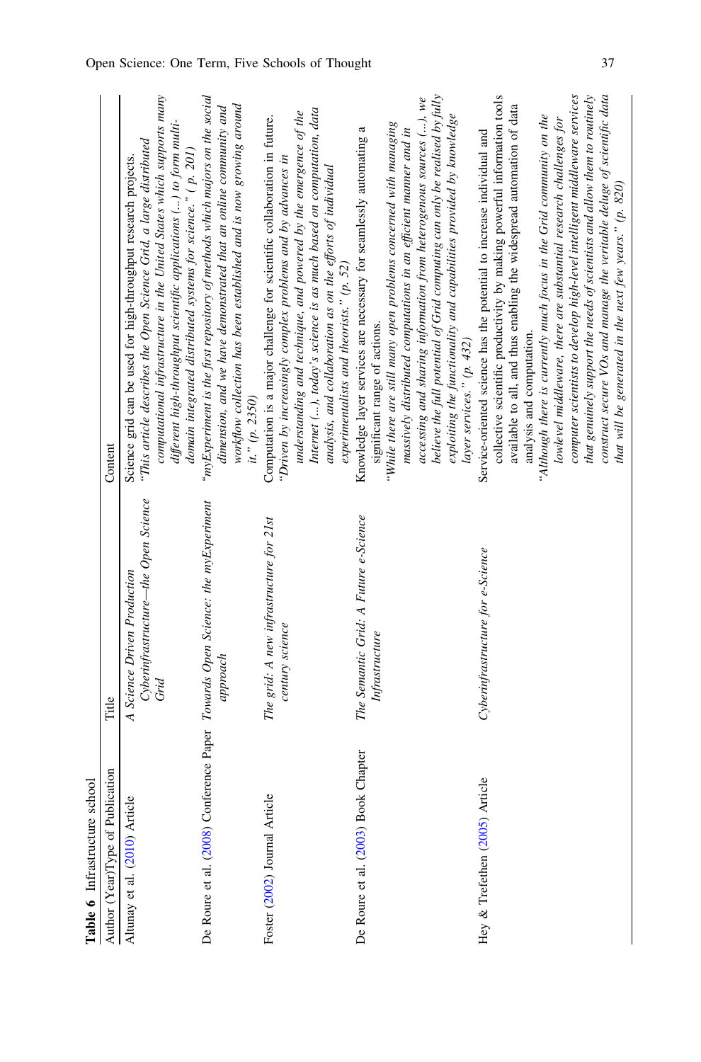**Table 6** Infrastructure school

| Author (Year)Type of Publication | Title | Content |
|---|---|---|
| Altunay et al. (2010) Article | *A Science Driven Production Cyberinfrastructure—the Open Science Grid* | Science grid can be used for high-throughput research projects. *"This article describes the Open Science Grid, a large distributed computational infrastructure in the United States which supports many different high-throughput scientific applications (...) to form multi-domain integrated distributed systems for science." (p. 201)* |
| De Roure et al. (2008) Conference Paper | *Towards Open Science: the myExperiment approach* | *"myExperiment is the first repository of methods which majors on the social dimension, and we have demonstrated that an online community and workflow collection has been established and is now growing around it." (p. 2350)* |
| Foster (2002) Journal Article | *The grid: A new infrastructure for 21st century science* | Computation is a major challenge for scientific collaboration in future. *"Driven by increasingly complex problems and by advances in understanding and technique, and powered by the emergence of the Internet (...), today's science is as much based on computation, data analysis, and collaboration as on the efforts of individual experimentalists and theorists." (p. 52)* |
| De Roure et al. (2003) Book Chapter | *The Semantic Grid: A Future e-Science Infrastructure* | Knowledge layer services are necessary for seamlessly automating a significant range of actions. *"While there are still many open problems concerned with managing massively distributed computations in an efficient manner and in accessing and sharing information from heterogenous sources (...), we believe the full potential of Grid computing can only be realised by fully exploiting the functionality and capabilities provided by knowledge layer services." (p. 432)* |
| Hey & Trefethen (2005) Article | *Cyberinfrastructure for e-Science* | Service-oriented science has the potential to increase individual and collective scientific productivity by making powerful information tools available to all, and thus enabling the widespread automation of data analysis and computation. *"Although there is currently much focus in the Grid community on the lowlevel middleware, there are substantial research challenges for computer scientists to develop high-level intelligent middleware services that genuinely support the needs of scientists and allow them to routinely construct secure VOs and manage the veritable deluge of scientific data that will be generated in the next few years." (p. 820)* |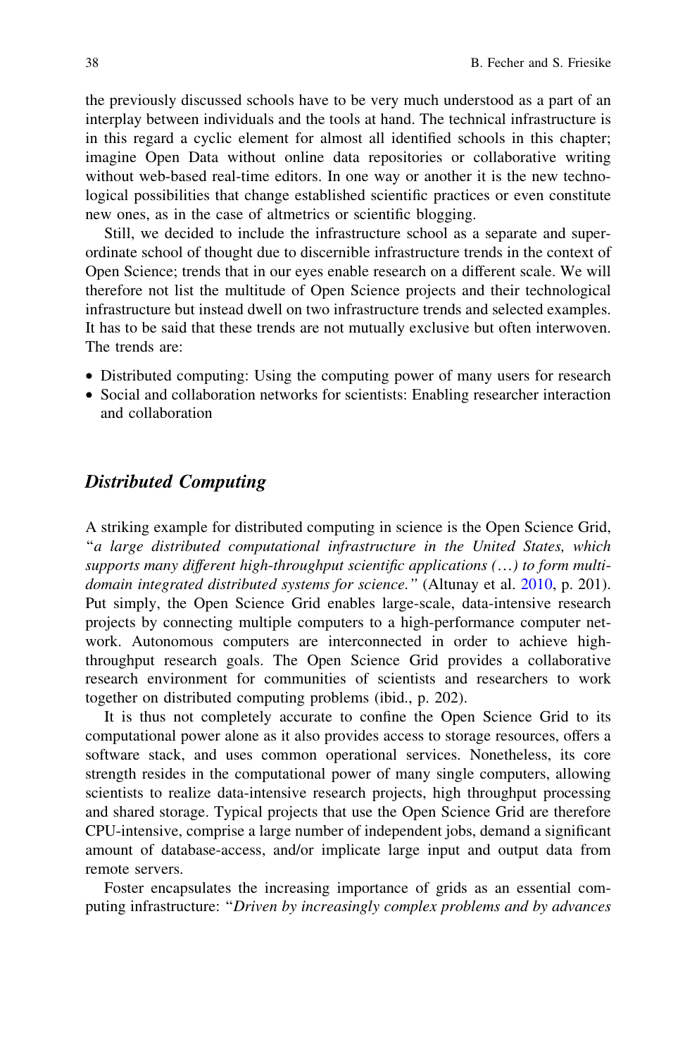the previously discussed schools have to be very much understood as a part of an interplay between individuals and the tools at hand. The technical infrastructure is in this regard a cyclic element for almost all identified schools in this chapter; imagine Open Data without online data repositories or collaborative writing without web-based real-time editors. In one way or another it is the new technological possibilities that change established scientific practices or even constitute new ones, as in the case of altmetrics or scientific blogging.

Still, we decided to include the infrastructure school as a separate and superordinate school of thought due to discernible infrastructure trends in the context of Open Science; trends that in our eyes enable research on a different scale. We will therefore not list the multitude of Open Science projects and their technological infrastructure but instead dwell on two infrastructure trends and selected examples. It has to be said that these trends are not mutually exclusive but often interwoven. The trends are:

- Distributed computing: Using the computing power of many users for research
- Social and collaboration networks for scientists: Enabling researcher interaction and collaboration

### *Distributed Computing*

A striking example for distributed computing in science is the Open Science Grid, "*a large distributed computational infrastructure in the United States, which supports many different high-throughput scientific applications (…) to form multi-domain integrated distributed systems for science.*" (Altunay et al. 2010, p. 201). Put simply, the Open Science Grid enables large-scale, data-intensive research projects by connecting multiple computers to a high-performance computer network. Autonomous computers are interconnected in order to achieve high-throughput research goals. The Open Science Grid provides a collaborative research environment for communities of scientists and researchers to work together on distributed computing problems (ibid., p. 202).

It is thus not completely accurate to confine the Open Science Grid to its computational power alone as it also provides access to storage resources, offers a software stack, and uses common operational services. Nonetheless, its core strength resides in the computational power of many single computers, allowing scientists to realize data-intensive research projects, high throughput processing and shared storage. Typical projects that use the Open Science Grid are therefore CPU-intensive, comprise a large number of independent jobs, demand a significant amount of database-access, and/or implicate large input and output data from remote servers.

Foster encapsulates the increasing importance of grids as an essential computing infrastructure: "*Driven by increasingly complex problems and by advances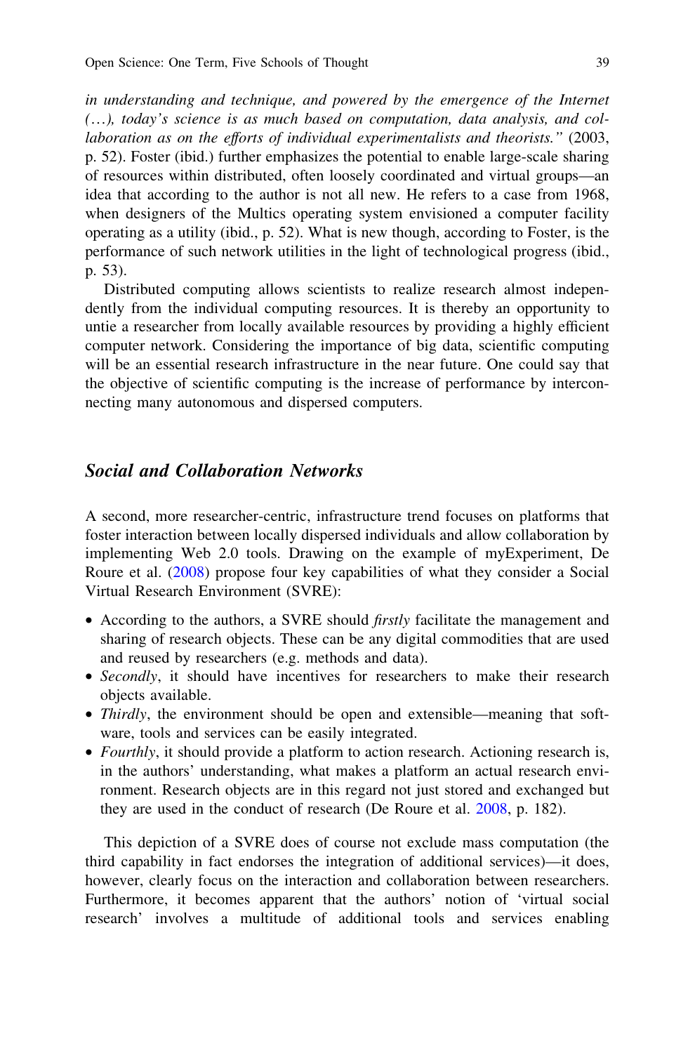*in understanding and technique, and powered by the emergence of the Internet (…), today's science is as much based on computation, data analysis, and collaboration as on the efforts of individual experimentalists and theorists."* (2003, p. 52). Foster (ibid.) further emphasizes the potential to enable large-scale sharing of resources within distributed, often loosely coordinated and virtual groups—an idea that according to the author is not all new. He refers to a case from 1968, when designers of the Multics operating system envisioned a computer facility operating as a utility (ibid., p. 52). What is new though, according to Foster, is the performance of such network utilities in the light of technological progress (ibid., p. 53).

Distributed computing allows scientists to realize research almost independently from the individual computing resources. It is thereby an opportunity to untie a researcher from locally available resources by providing a highly efficient computer network. Considering the importance of big data, scientific computing will be an essential research infrastructure in the near future. One could say that the objective of scientific computing is the increase of performance by interconnecting many autonomous and dispersed computers.

## *Social and Collaboration Networks*

A second, more researcher-centric, infrastructure trend focuses on platforms that foster interaction between locally dispersed individuals and allow collaboration by implementing Web 2.0 tools. Drawing on the example of myExperiment, De Roure et al. (2008) propose four key capabilities of what they consider a Social Virtual Research Environment (SVRE):

- According to the authors, a SVRE should *firstly* facilitate the management and sharing of research objects. These can be any digital commodities that are used and reused by researchers (e.g. methods and data).
- *Secondly*, it should have incentives for researchers to make their research objects available.
- *Thirdly*, the environment should be open and extensible—meaning that software, tools and services can be easily integrated.
- *Fourthly*, it should provide a platform to action research. Actioning research is, in the authors' understanding, what makes a platform an actual research environment. Research objects are in this regard not just stored and exchanged but they are used in the conduct of research (De Roure et al. 2008, p. 182).

This depiction of a SVRE does of course not exclude mass computation (the third capability in fact endorses the integration of additional services)—it does, however, clearly focus on the interaction and collaboration between researchers. Furthermore, it becomes apparent that the authors' notion of 'virtual social research' involves a multitude of additional tools and services enabling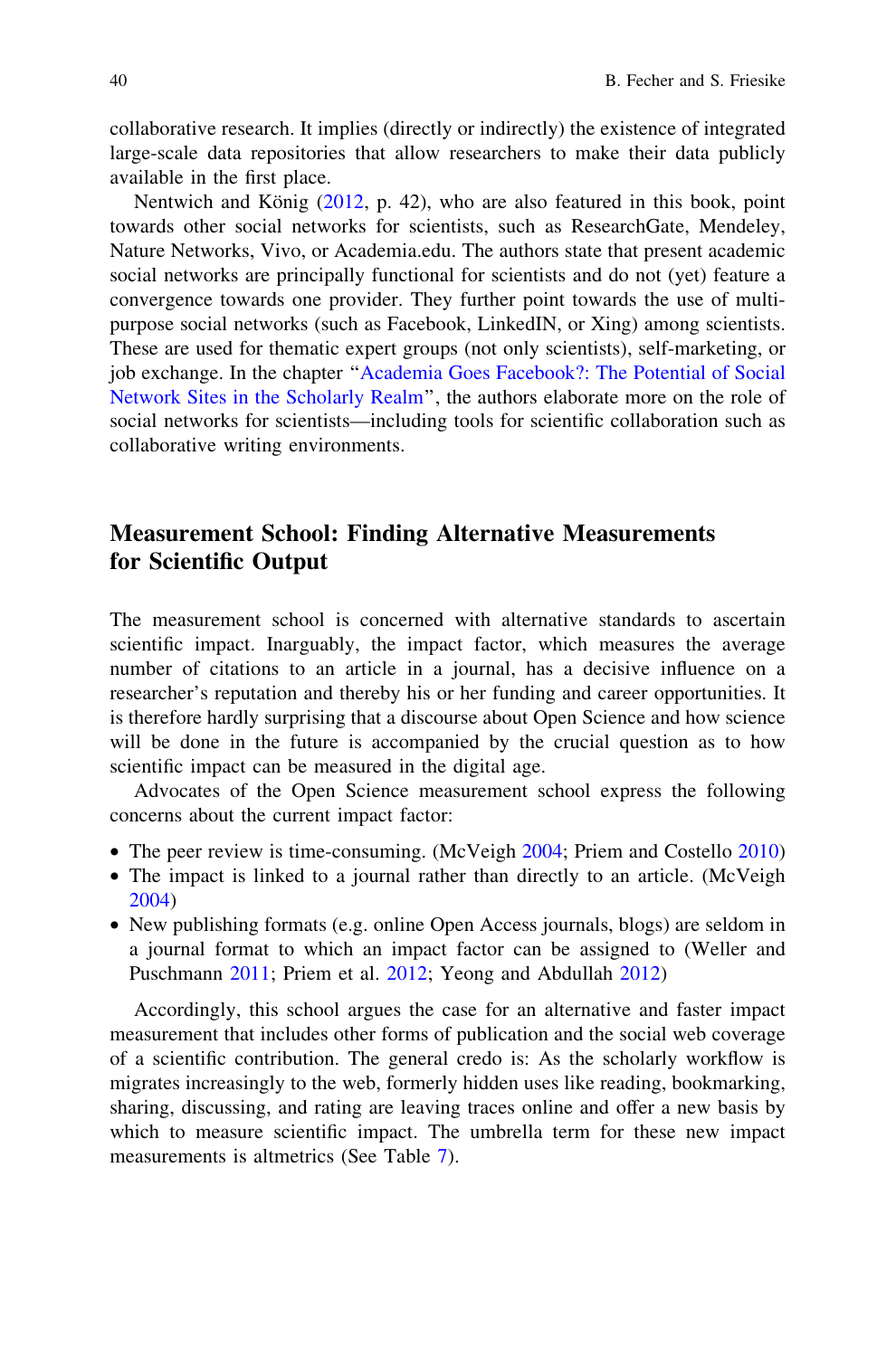collaborative research. It implies (directly or indirectly) the existence of integrated large-scale data repositories that allow researchers to make their data publicly available in the first place.

Nentwich and König (2012, p. 42), who are also featured in this book, point towards other social networks for scientists, such as ResearchGate, Mendeley, Nature Networks, Vivo, or Academia.edu. The authors state that present academic social networks are principally functional for scientists and do not (yet) feature a convergence towards one provider. They further point towards the use of multi-purpose social networks (such as Facebook, LinkedIN, or Xing) among scientists. These are used for thematic expert groups (not only scientists), self-marketing, or job exchange. In the chapter "Academia Goes Facebook?: The Potential of Social Network Sites in the Scholarly Realm", the authors elaborate more on the role of social networks for scientists—including tools for scientific collaboration such as collaborative writing environments.

## Measurement School: Finding Alternative Measurements for Scientific Output

The measurement school is concerned with alternative standards to ascertain scientific impact. Inarguably, the impact factor, which measures the average number of citations to an article in a journal, has a decisive influence on a researcher's reputation and thereby his or her funding and career opportunities. It is therefore hardly surprising that a discourse about Open Science and how science will be done in the future is accompanied by the crucial question as to how scientific impact can be measured in the digital age.

Advocates of the Open Science measurement school express the following concerns about the current impact factor:

- The peer review is time-consuming. (McVeigh 2004; Priem and Costello 2010)
- The impact is linked to a journal rather than directly to an article. (McVeigh 2004)
- New publishing formats (e.g. online Open Access journals, blogs) are seldom in a journal format to which an impact factor can be assigned to (Weller and Puschmann 2011; Priem et al. 2012; Yeong and Abdullah 2012)

Accordingly, this school argues the case for an alternative and faster impact measurement that includes other forms of publication and the social web coverage of a scientific contribution. The general credo is: As the scholarly workflow is migrates increasingly to the web, formerly hidden uses like reading, bookmarking, sharing, discussing, and rating are leaving traces online and offer a new basis by which to measure scientific impact. The umbrella term for these new impact measurements is altmetrics (See Table 7).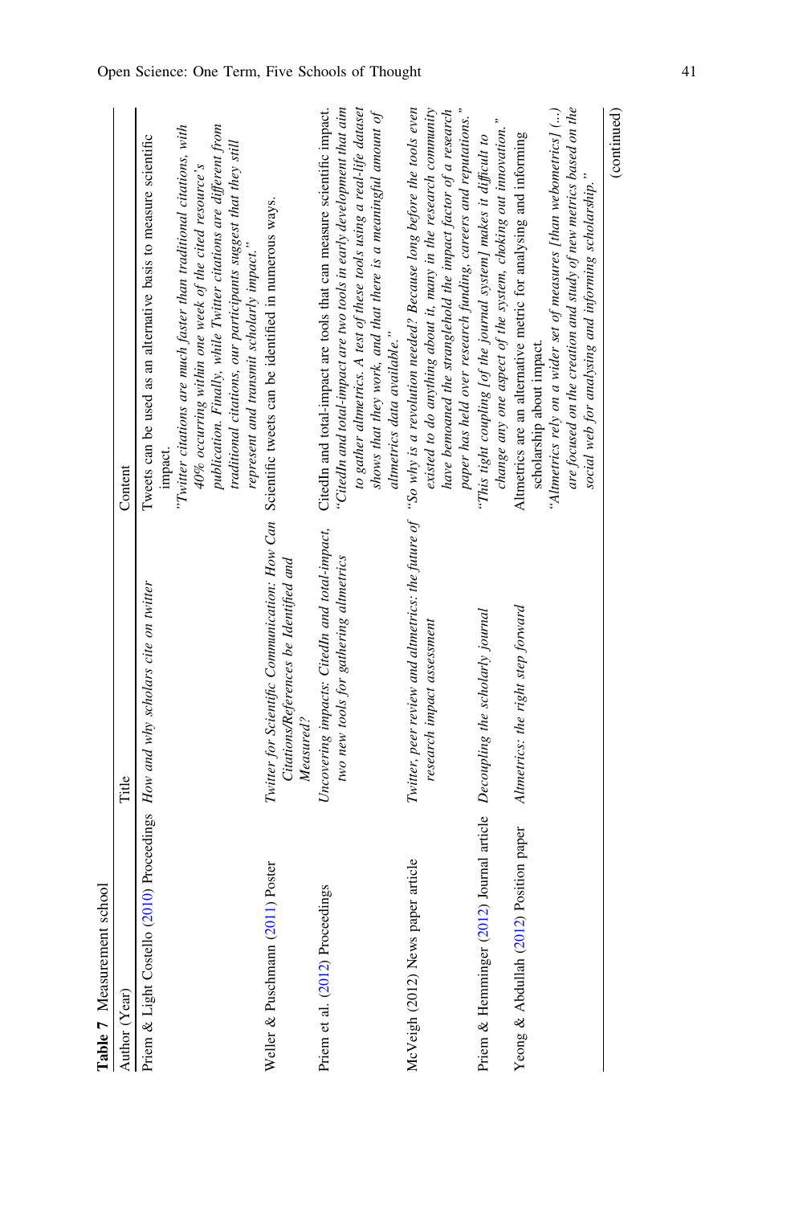**Table 7** Measurement school

| Author (Year) | Title | Content |
|---|---|---|
| Priem & Light Costello (2010) Proceedings | *How and why scholars cite on twitter* | Tweets can be used as an alternative basis to measure scientific impact.<br>*"Twitter citations are much faster than traditional citations, with 40% occurring within one week of the cited resource's publication. Finally, while Twitter citations are different from traditional citations, our participants suggest that they still represent and transmit scholarly impact."* |
| Weller & Puschmann (2011) Poster | *Twitter for Scientific Communication: How Can Citations/References be Identified and Measured?* | Scientific tweets can be identified in numerous ways. |
| Priem et al. (2012) Proceedings | *Uncovering impacts: CitedIn and total-impact, two new tools for gathering altmetrics* | CitedIn and total-impact are tools that can measure scientific impact.<br>*"CitedIn and total-impact are two tools in early development that aim to gather altmetrics. A test of these tools using a real-life dataset shows that they work, and that there is a meaningful amount of altmetrics data available."* |
| McVeigh (2012) News paper article | *Twitter, peer review and altmetrics: the future of research impact assessment* | *"So why is a revolution needed? Because long before the tools even existed to do anything about it, many in the research community have bemoaned the stranglehold the impact factor of a research paper has held over research funding, careers and reputations."* |
| Priem & Hemminger (2012) Journal article | *Decoupling the scholarly journal* | *"This tight coupling [of the journal system] makes it difficult to change any one aspect of the system, choking out innovation."* |
| Yeong & Abdullah (2012) Position paper | *Altmetrics: the right step forward* | Altmetrics are an alternative metric for analysing and informing scholarship about impact.<br>*"Altmetrics rely on a wider set of measures [than webometrics] (...) are focused on the creation and study of new metrics based on the social web for analysing and informing scholarship."* |

(continued)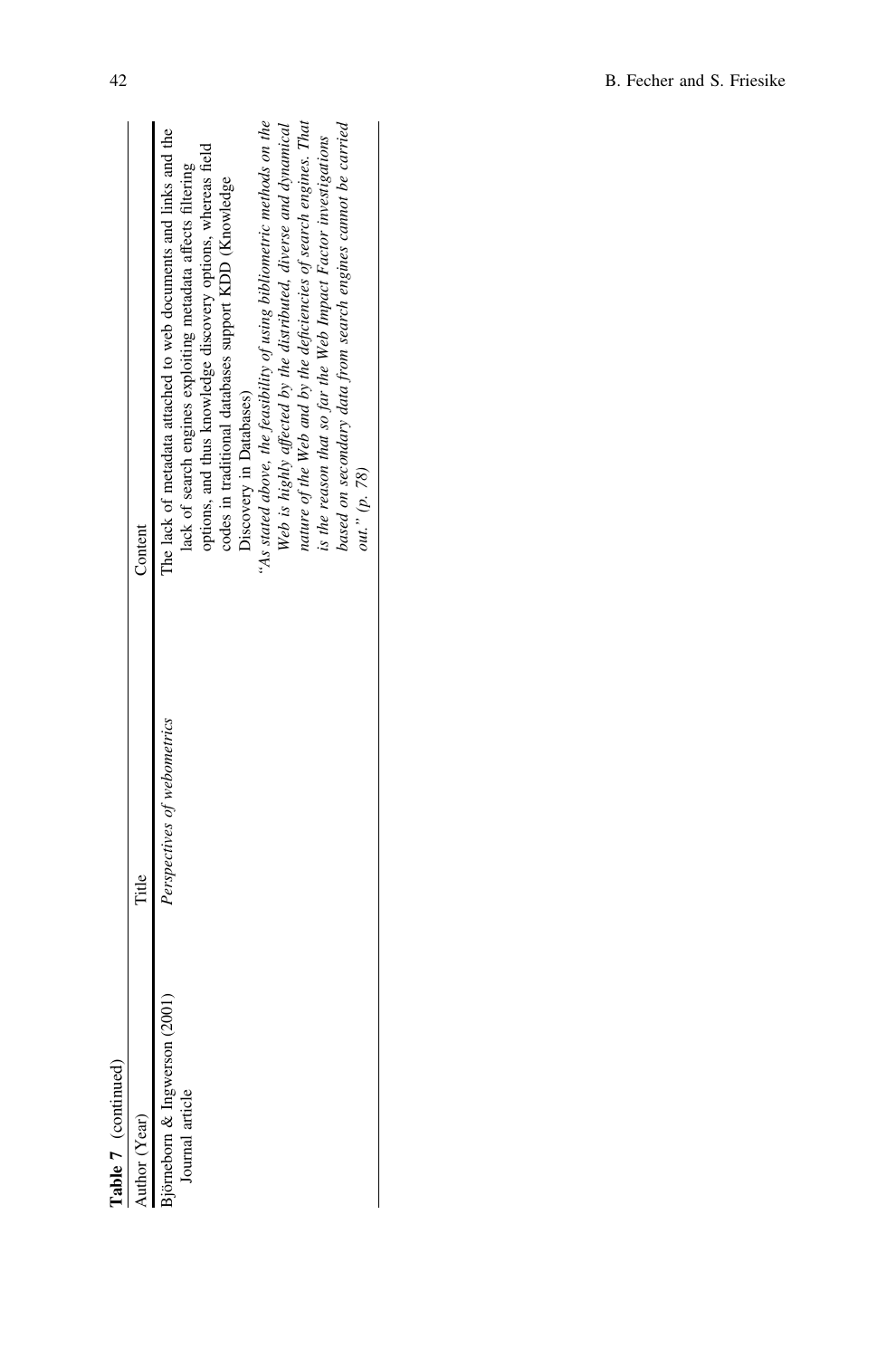**Table 7** (continued)

| Author (Year) | Title | Content |
|---|---|---|
| Björneborn & Ingwerson (2001)<br>Journal article | *Perspectives of webometrics* | The lack of metadata attached to web documents and links and the lack of search engines exploiting metadata affects filtering options, and thus knowledge discovery options, whereas field codes in traditional databases support KDD (Knowledge Discovery in Databases)<br>*"As stated above, the feasibility of using bibliometric methods on the Web is highly affected by the distributed, diverse and dynamical nature of the Web and by the deficiencies of search engines. That is the reason that so far the Web Impact Factor investigations based on secondary data from search engines cannot be carried out." (p. 78)* |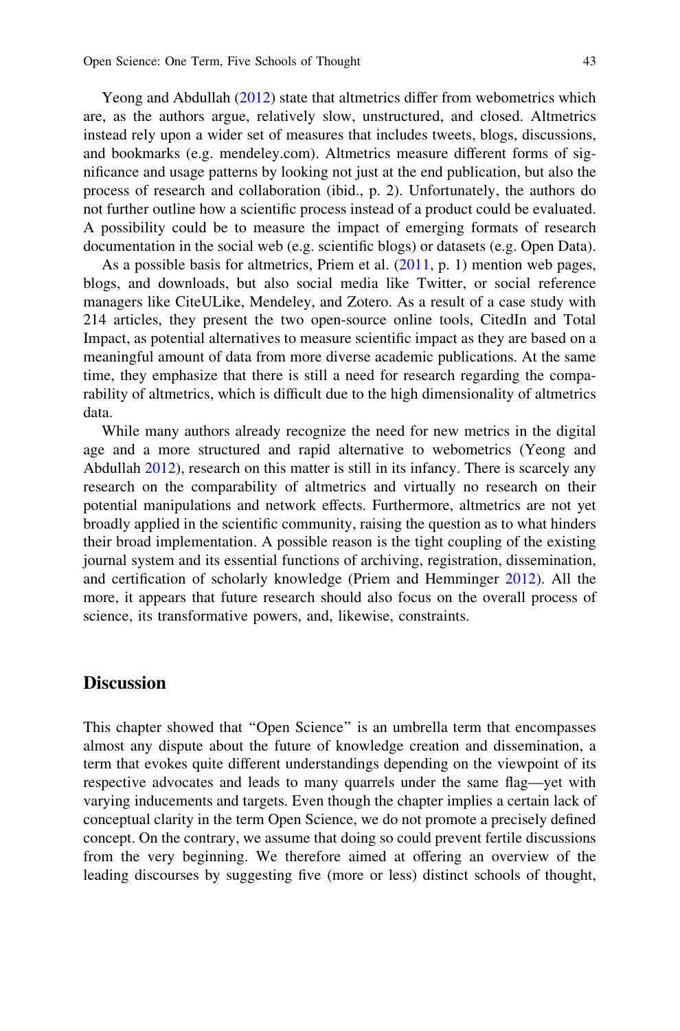Yeong and Abdullah (2012) state that altmetrics differ from webometrics which are, as the authors argue, relatively slow, unstructured, and closed. Altmetrics instead rely upon a wider set of measures that includes tweets, blogs, discussions, and bookmarks (e.g. mendeley.com). Altmetrics measure different forms of significance and usage patterns by looking not just at the end publication, but also the process of research and collaboration (ibid., p. 2). Unfortunately, the authors do not further outline how a scientific process instead of a product could be evaluated. A possibility could be to measure the impact of emerging formats of research documentation in the social web (e.g. scientific blogs) or datasets (e.g. Open Data).

As a possible basis for altmetrics, Priem et al. (2011, p. 1) mention web pages, blogs, and downloads, but also social media like Twitter, or social reference managers like CiteULike, Mendeley, and Zotero. As a result of a case study with 214 articles, they present the two open-source online tools, CitedIn and Total Impact, as potential alternatives to measure scientific impact as they are based on a meaningful amount of data from more diverse academic publications. At the same time, they emphasize that there is still a need for research regarding the comparability of altmetrics, which is difficult due to the high dimensionality of altmetrics data.

While many authors already recognize the need for new metrics in the digital age and a more structured and rapid alternative to webometrics (Yeong and Abdullah 2012), research on this matter is still in its infancy. There is scarcely any research on the comparability of altmetrics and virtually no research on their potential manipulations and network effects. Furthermore, altmetrics are not yet broadly applied in the scientific community, raising the question as to what hinders their broad implementation. A possible reason is the tight coupling of the existing journal system and its essential functions of archiving, registration, dissemination, and certification of scholarly knowledge (Priem and Hemminger 2012). All the more, it appears that future research should also focus on the overall process of science, its transformative powers, and, likewise, constraints.

## Discussion

This chapter showed that "Open Science" is an umbrella term that encompasses almost any dispute about the future of knowledge creation and dissemination, a term that evokes quite different understandings depending on the viewpoint of its respective advocates and leads to many quarrels under the same flag—yet with varying inducements and targets. Even though the chapter implies a certain lack of conceptual clarity in the term Open Science, we do not promote a precisely defined concept. On the contrary, we assume that doing so could prevent fertile discussions from the very beginning. We therefore aimed at offering an overview of the leading discourses by suggesting five (more or less) distinct schools of thought,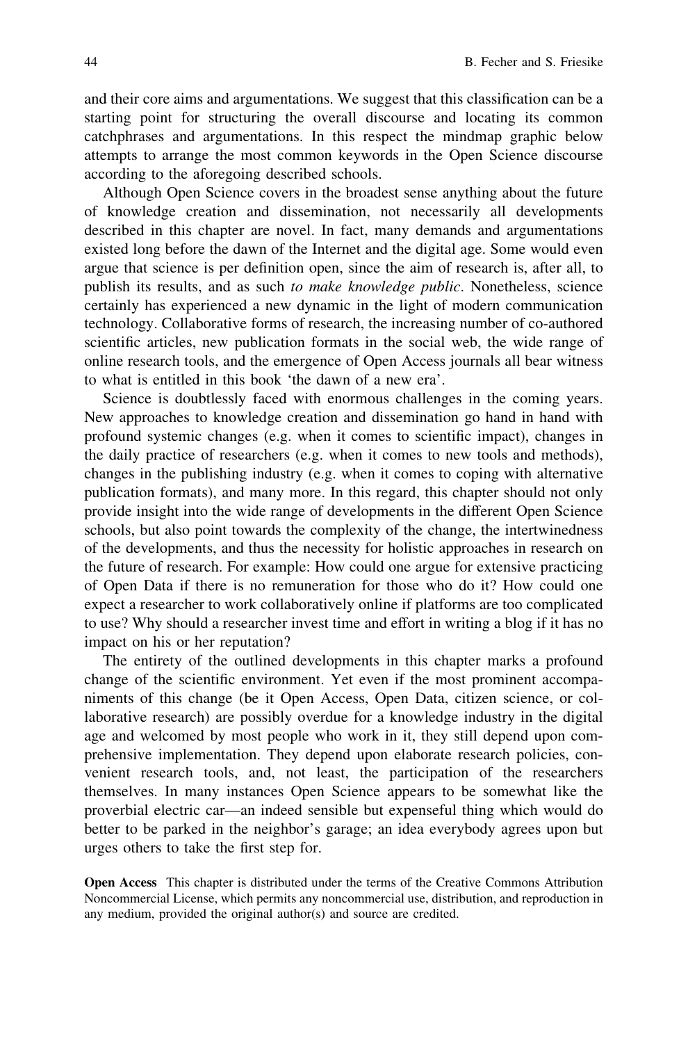and their core aims and argumentations. We suggest that this classification can be a starting point for structuring the overall discourse and locating its common catchphrases and argumentations. In this respect the mindmap graphic below attempts to arrange the most common keywords in the Open Science discourse according to the aforegoing described schools.

Although Open Science covers in the broadest sense anything about the future of knowledge creation and dissemination, not necessarily all developments described in this chapter are novel. In fact, many demands and argumentations existed long before the dawn of the Internet and the digital age. Some would even argue that science is per definition open, since the aim of research is, after all, to publish its results, and as such *to make knowledge public*. Nonetheless, science certainly has experienced a new dynamic in the light of modern communication technology. Collaborative forms of research, the increasing number of co-authored scientific articles, new publication formats in the social web, the wide range of online research tools, and the emergence of Open Access journals all bear witness to what is entitled in this book 'the dawn of a new era'.

Science is doubtlessly faced with enormous challenges in the coming years. New approaches to knowledge creation and dissemination go hand in hand with profound systemic changes (e.g. when it comes to scientific impact), changes in the daily practice of researchers (e.g. when it comes to new tools and methods), changes in the publishing industry (e.g. when it comes to coping with alternative publication formats), and many more. In this regard, this chapter should not only provide insight into the wide range of developments in the different Open Science schools, but also point towards the complexity of the change, the intertwinedness of the developments, and thus the necessity for holistic approaches in research on the future of research. For example: How could one argue for extensive practicing of Open Data if there is no remuneration for those who do it? How could one expect a researcher to work collaboratively online if platforms are too complicated to use? Why should a researcher invest time and effort in writing a blog if it has no impact on his or her reputation?

The entirety of the outlined developments in this chapter marks a profound change of the scientific environment. Yet even if the most prominent accompaniments of this change (be it Open Access, Open Data, citizen science, or collaborative research) are possibly overdue for a knowledge industry in the digital age and welcomed by most people who work in it, they still depend upon comprehensive implementation. They depend upon elaborate research policies, convenient research tools, and, not least, the participation of the researchers themselves. In many instances Open Science appears to be somewhat like the proverbial electric car—an indeed sensible but expenseful thing which would do better to be parked in the neighbor's garage; an idea everybody agrees upon but urges others to take the first step for.

**Open Access** This chapter is distributed under the terms of the Creative Commons Attribution Noncommercial License, which permits any noncommercial use, distribution, and reproduction in any medium, provided the original author(s) and source are credited.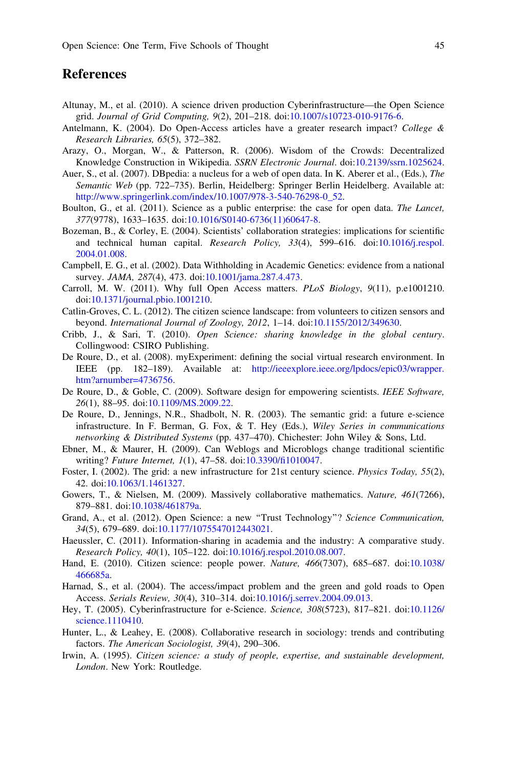## References

Altunay, M., et al. (2010). A science driven production Cyberinfrastructure—the Open Science grid. *Journal of Grid Computing, 9*(2), 201–218. doi:10.1007/s10723-010-9176-6.

Antelmann, K. (2004). Do Open-Access articles have a greater research impact? *College & Research Libraries, 65*(5), 372–382.

Arazy, O., Morgan, W., & Patterson, R. (2006). Wisdom of the Crowds: Decentralized Knowledge Construction in Wikipedia. *SSRN Electronic Journal*. doi:10.2139/ssrn.1025624.

Auer, S., et al. (2007). DBpedia: a nucleus for a web of open data. In K. Aberer et al., (Eds.), *The Semantic Web* (pp. 722–735). Berlin, Heidelberg: Springer Berlin Heidelberg. Available at: http://www.springerlink.com/index/10.1007/978-3-540-76298-0_52.

Boulton, G., et al. (2011). Science as a public enterprise: the case for open data. *The Lancet, 377*(9778), 1633–1635. doi:10.1016/S0140-6736(11)60647-8.

Bozeman, B., & Corley, E. (2004). Scientists' collaboration strategies: implications for scientific and technical human capital. *Research Policy, 33*(4), 599–616. doi:10.1016/j.respol.2004.01.008.

Campbell, E. G., et al. (2002). Data Withholding in Academic Genetics: evidence from a national survey. *JAMA, 287*(4), 473. doi:10.1001/jama.287.4.473.

Carroll, M. W. (2011). Why full Open Access matters. *PLoS Biology*, *9*(11), p.e1001210. doi:10.1371/journal.pbio.1001210.

Catlin-Groves, C. L. (2012). The citizen science landscape: from volunteers to citizen sensors and beyond. *International Journal of Zoology, 2012*, 1–14. doi:10.1155/2012/349630.

Cribb, J., & Sari, T. (2010). *Open Science: sharing knowledge in the global century*. Collingwood: CSIRO Publishing.

De Roure, D., et al. (2008). myExperiment: defining the social virtual research environment. In IEEE (pp. 182–189). Available at: http://ieeexplore.ieee.org/lpdocs/epic03/wrapper.htm?arnumber=4736756.

De Roure, D., & Goble, C. (2009). Software design for empowering scientists. *IEEE Software, 26*(1), 88–95. doi:10.1109/MS.2009.22.

De Roure, D., Jennings, N.R., Shadbolt, N. R. (2003). The semantic grid: a future e-science infrastructure. In F. Berman, G. Fox, & T. Hey (Eds.), *Wiley Series in communications networking & Distributed Systems* (pp. 437–470). Chichester: John Wiley & Sons, Ltd.

Ebner, M., & Maurer, H. (2009). Can Weblogs and Microblogs change traditional scientific writing? *Future Internet, 1*(1), 47–58. doi:10.3390/fi1010047.

Foster, I. (2002). The grid: a new infrastructure for 21st century science. *Physics Today, 55*(2), 42. doi:10.1063/1.1461327.

Gowers, T., & Nielsen, M. (2009). Massively collaborative mathematics. *Nature, 461*(7266), 879–881. doi:10.1038/461879a.

Grand, A., et al. (2012). Open Science: a new "Trust Technology"? *Science Communication, 34*(5), 679–689. doi:10.1177/1075547012443021.

Haeussler, C. (2011). Information-sharing in academia and the industry: A comparative study. *Research Policy, 40*(1), 105–122. doi:10.1016/j.respol.2010.08.007.

Hand, E. (2010). Citizen science: people power. *Nature, 466*(7307), 685–687. doi:10.1038/466685a.

Harnad, S., et al. (2004). The access/impact problem and the green and gold roads to Open Access. *Serials Review, 30*(4), 310–314. doi:10.1016/j.serrev.2004.09.013.

Hey, T. (2005). Cyberinfrastructure for e-Science. *Science, 308*(5723), 817–821. doi:10.1126/science.1110410.

Hunter, L., & Leahey, E. (2008). Collaborative research in sociology: trends and contributing factors. *The American Sociologist, 39*(4), 290–306.

Irwin, A. (1995). *Citizen science: a study of people, expertise, and sustainable development, London*. New York: Routledge.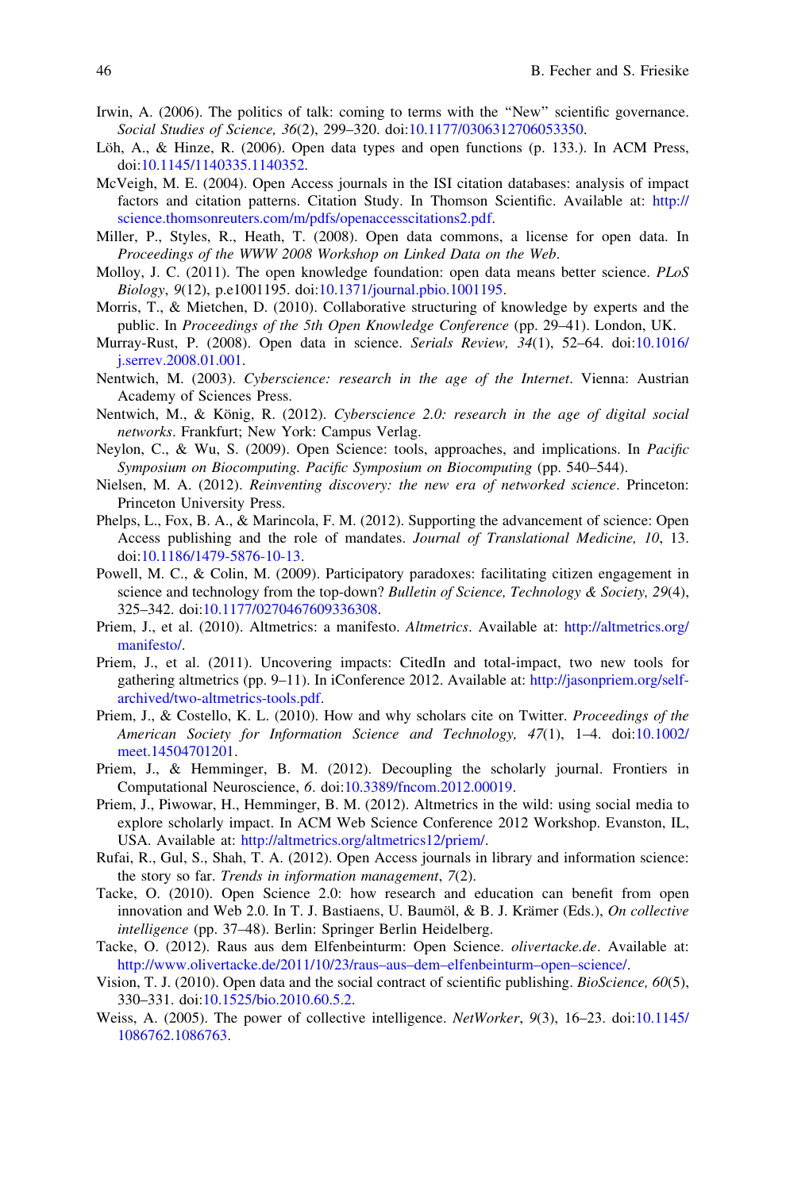Irwin, A. (2006). The politics of talk: coming to terms with the "New" scientific governance. *Social Studies of Science, 36*(2), 299–320. doi:10.1177/0306312706053350.

Löh, A., & Hinze, R. (2006). Open data types and open functions (p. 133.). In ACM Press, doi:10.1145/1140335.1140352.

McVeigh, M. E. (2004). Open Access journals in the ISI citation databases: analysis of impact factors and citation patterns. Citation Study. In Thomson Scientific. Available at: http://science.thomsonreuters.com/m/pdfs/openaccesscitations2.pdf.

Miller, P., Styles, R., Heath, T. (2008). Open data commons, a license for open data. In *Proceedings of the WWW 2008 Workshop on Linked Data on the Web*.

Molloy, J. C. (2011). The open knowledge foundation: open data means better science. *PLoS Biology*, *9*(12), p.e1001195. doi:10.1371/journal.pbio.1001195.

Morris, T., & Mietchen, D. (2010). Collaborative structuring of knowledge by experts and the public. In *Proceedings of the 5th Open Knowledge Conference* (pp. 29–41). London, UK.

Murray-Rust, P. (2008). Open data in science. *Serials Review, 34*(1), 52–64. doi:10.1016/j.serrev.2008.01.001.

Nentwich, M. (2003). *Cyberscience: research in the age of the Internet*. Vienna: Austrian Academy of Sciences Press.

Nentwich, M., & König, R. (2012). *Cyberscience 2.0: research in the age of digital social networks*. Frankfurt; New York: Campus Verlag.

Neylon, C., & Wu, S. (2009). Open Science: tools, approaches, and implications. In *Pacific Symposium on Biocomputing. Pacific Symposium on Biocomputing* (pp. 540–544).

Nielsen, M. A. (2012). *Reinventing discovery: the new era of networked science*. Princeton: Princeton University Press.

Phelps, L., Fox, B. A., & Marincola, F. M. (2012). Supporting the advancement of science: Open Access publishing and the role of mandates. *Journal of Translational Medicine, 10*, 13. doi:10.1186/1479-5876-10-13.

Powell, M. C., & Colin, M. (2009). Participatory paradoxes: facilitating citizen engagement in science and technology from the top-down? *Bulletin of Science, Technology & Society, 29*(4), 325–342. doi:10.1177/0270467609336308.

Priem, J., et al. (2010). Altmetrics: a manifesto. *Altmetrics*. Available at: http://altmetrics.org/manifesto/.

Priem, J., et al. (2011). Uncovering impacts: CitedIn and total-impact, two new tools for gathering altmetrics (pp. 9–11). In iConference 2012. Available at: http://jasonpriem.org/self-archived/two-altmetrics-tools.pdf.

Priem, J., & Costello, K. L. (2010). How and why scholars cite on Twitter. *Proceedings of the American Society for Information Science and Technology, 47*(1), 1–4. doi:10.1002/meet.14504701201.

Priem, J., & Hemminger, B. M. (2012). Decoupling the scholarly journal. Frontiers in Computational Neuroscience, *6*. doi:10.3389/fncom.2012.00019.

Priem, J., Piwowar, H., Hemminger, B. M. (2012). Altmetrics in the wild: using social media to explore scholarly impact. In ACM Web Science Conference 2012 Workshop. Evanston, IL, USA. Available at: http://altmetrics.org/altmetrics12/priem/.

Rufai, R., Gul, S., Shah, T. A. (2012). Open Access journals in library and information science: the story so far. *Trends in information management*, *7*(2).

Tacke, O. (2010). Open Science 2.0: how research and education can benefit from open innovation and Web 2.0. In T. J. Bastiaens, U. Baumöl, & B. J. Krämer (Eds.), *On collective intelligence* (pp. 37–48). Berlin: Springer Berlin Heidelberg.

Tacke, O. (2012). Raus aus dem Elfenbeinturm: Open Science. *olivertacke.de*. Available at: http://www.olivertacke.de/2011/10/23/raus–aus–dem–elfenbeinturm–open–science/.

Vision, T. J. (2010). Open data and the social contract of scientific publishing. *BioScience, 60*(5), 330–331. doi:10.1525/bio.2010.60.5.2.

Weiss, A. (2005). The power of collective intelligence. *NetWorker*, *9*(3), 16–23. doi:10.1145/1086762.1086763.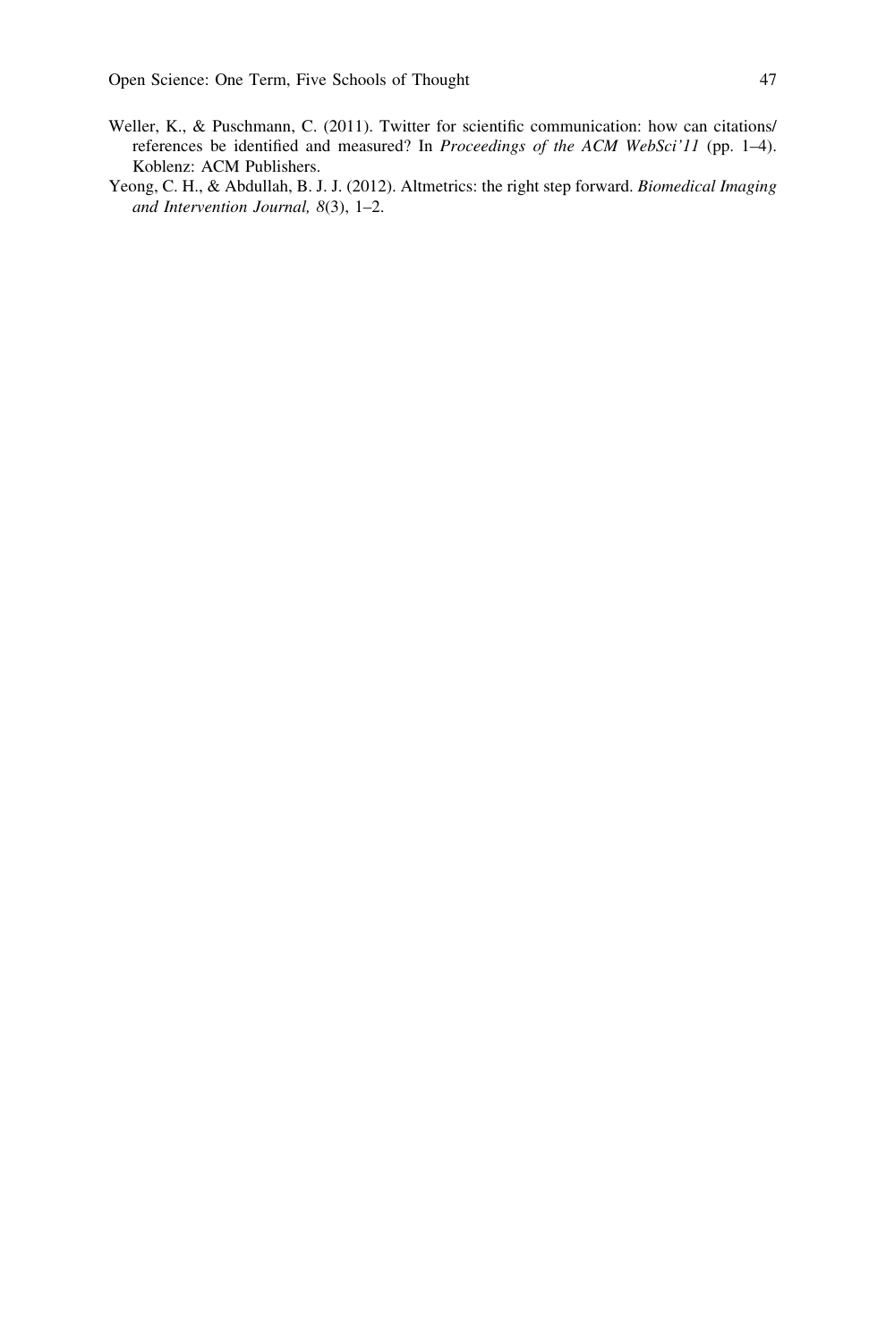Weller, K., & Puschmann, C. (2011). Twitter for scientific communication: how can citations/references be identified and measured? In *Proceedings of the ACM WebSci'11* (pp. 1–4). Koblenz: ACM Publishers.

Yeong, C. H., & Abdullah, B. J. J. (2012). Altmetrics: the right step forward. *Biomedical Imaging and Intervention Journal, 8*(3), 1–2.